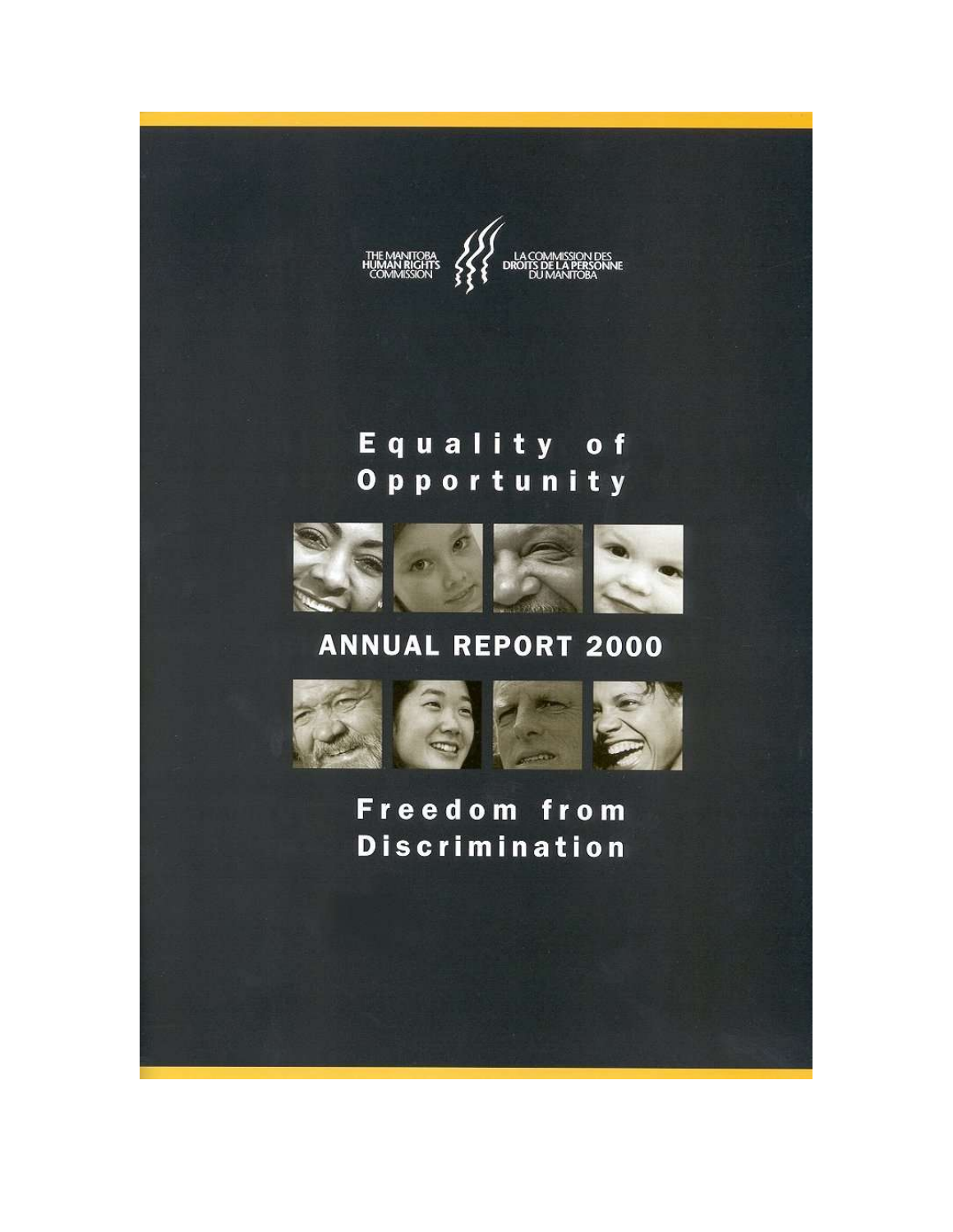THE MANITOBA HUMAN RIGHTS COMMISSION

LA COMMISSION DES DROITS DE LA PERSONNE DU MANITOBA

# Equality of Opportunity

# ANNUAL REPORT 2000

# Freedom from Discrimination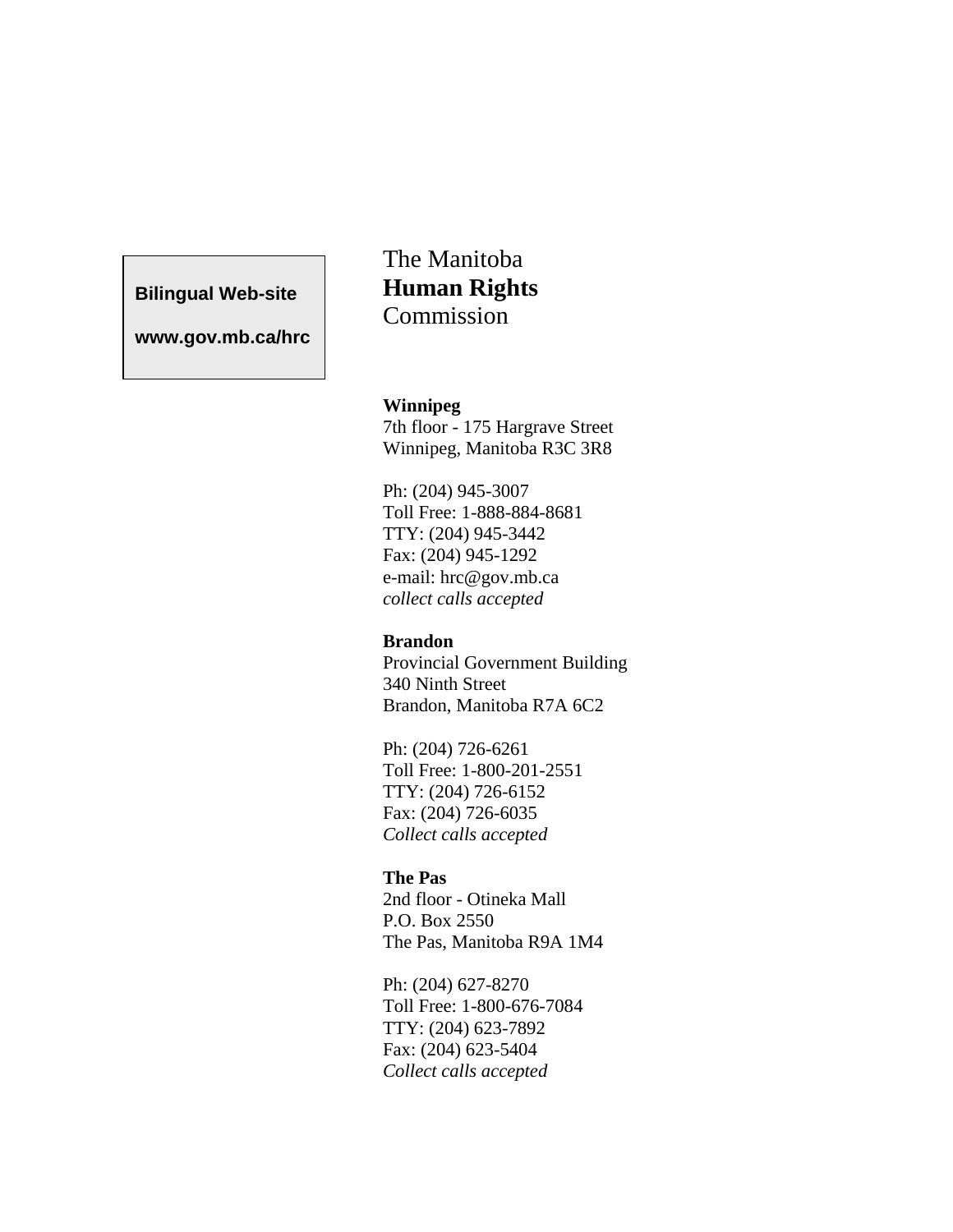**Bilingual Web-site**

**www.gov.mb.ca/hrc**

The Manitoba
**Human Rights**
Commission

**Winnipeg**
7th floor - 175 Hargrave Street
Winnipeg, Manitoba R3C 3R8

Ph: (204) 945-3007
Toll Free: 1-888-884-8681
TTY: (204) 945-3442
Fax: (204) 945-1292
e-mail: hrc@gov.mb.ca
*collect calls accepted*

**Brandon**
Provincial Government Building
340 Ninth Street
Brandon, Manitoba R7A 6C2

Ph: (204) 726-6261
Toll Free: 1-800-201-2551
TTY: (204) 726-6152
Fax: (204) 726-6035
*Collect calls accepted*

**The Pas**
2nd floor - Otineka Mall
P.O. Box 2550
The Pas, Manitoba R9A 1M4

Ph: (204) 627-8270
Toll Free: 1-800-676-7084
TTY: (204) 623-7892
Fax: (204) 623-5404
*Collect calls accepted*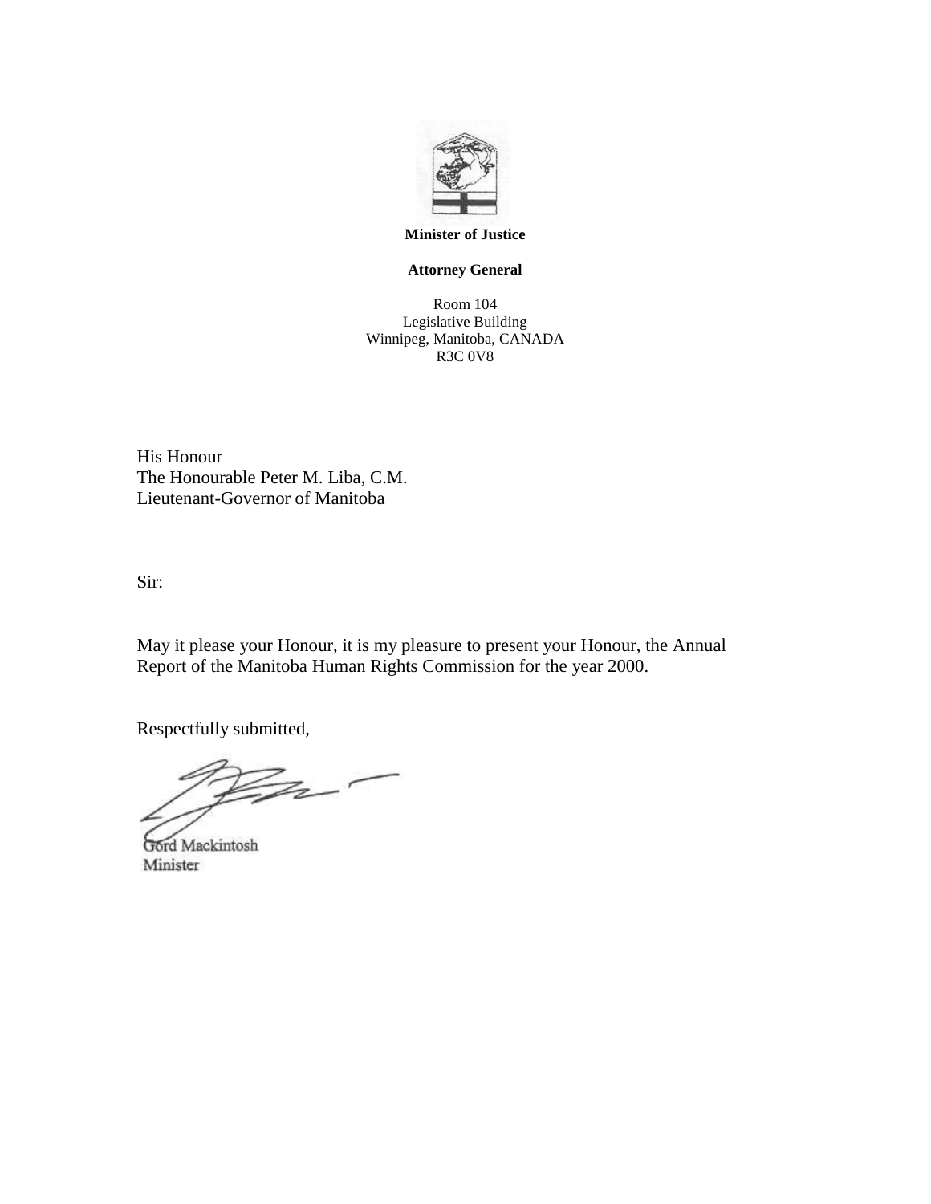**Minister of Justice**

**Attorney General**

Room 104
Legislative Building
Winnipeg, Manitoba, CANADA
R3C 0V8

His Honour
The Honourable Peter M. Liba, C.M.
Lieutenant-Governor of Manitoba

Sir:

May it please your Honour, it is my pleasure to present your Honour, the Annual Report of the Manitoba Human Rights Commission for the year 2000.

Respectfully submitted,

Gord Mackintosh
Minister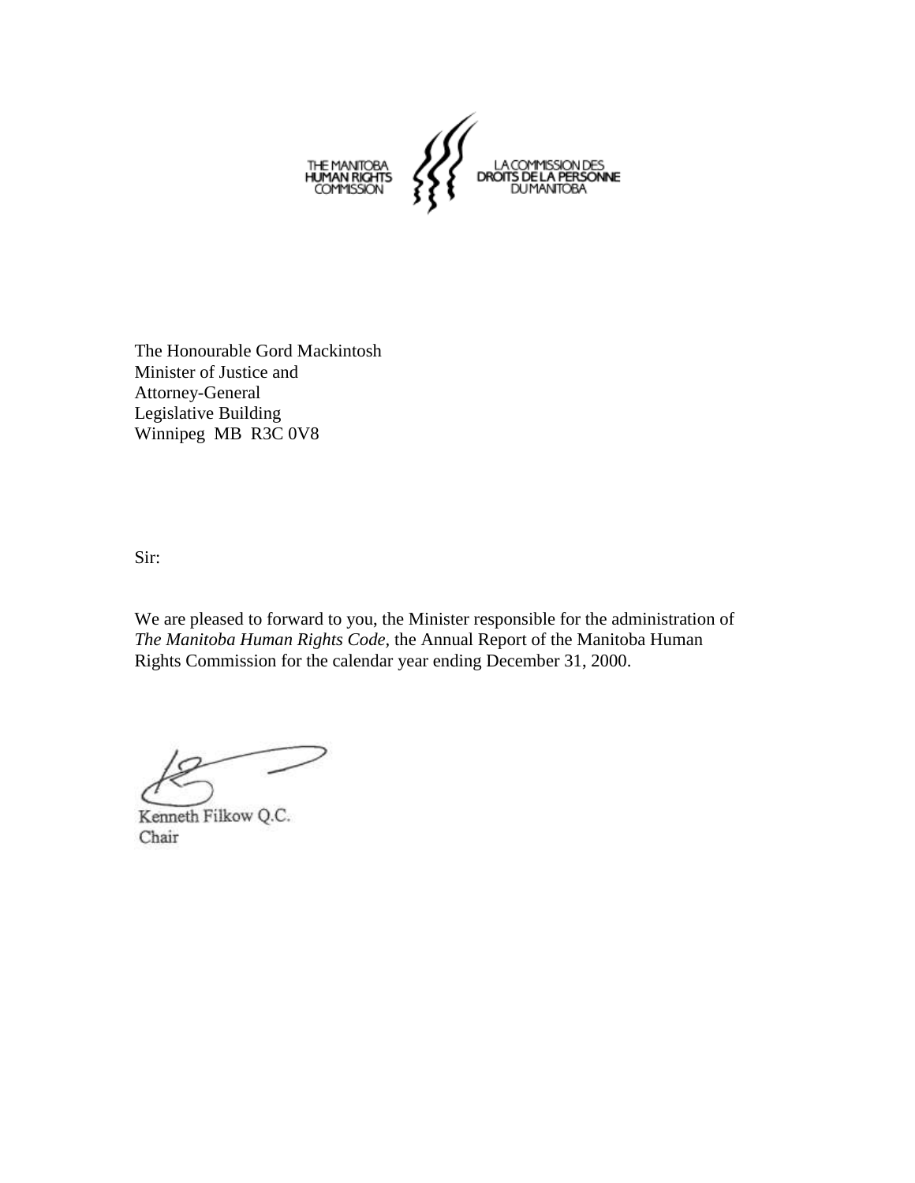THE MANITOBA HUMAN RIGHTS COMMISSION

LA COMMISSION DES DROITS DE LA PERSONNE DU MANITOBA

The Honourable Gord Mackintosh
Minister of Justice and
Attorney-General
Legislative Building
Winnipeg MB R3C 0V8

Sir:

We are pleased to forward to you, the Minister responsible for the administration of *The Manitoba Human Rights Code,* the Annual Report of the Manitoba Human Rights Commission for the calendar year ending December 31, 2000.

Kenneth Filkow Q.C.
Chair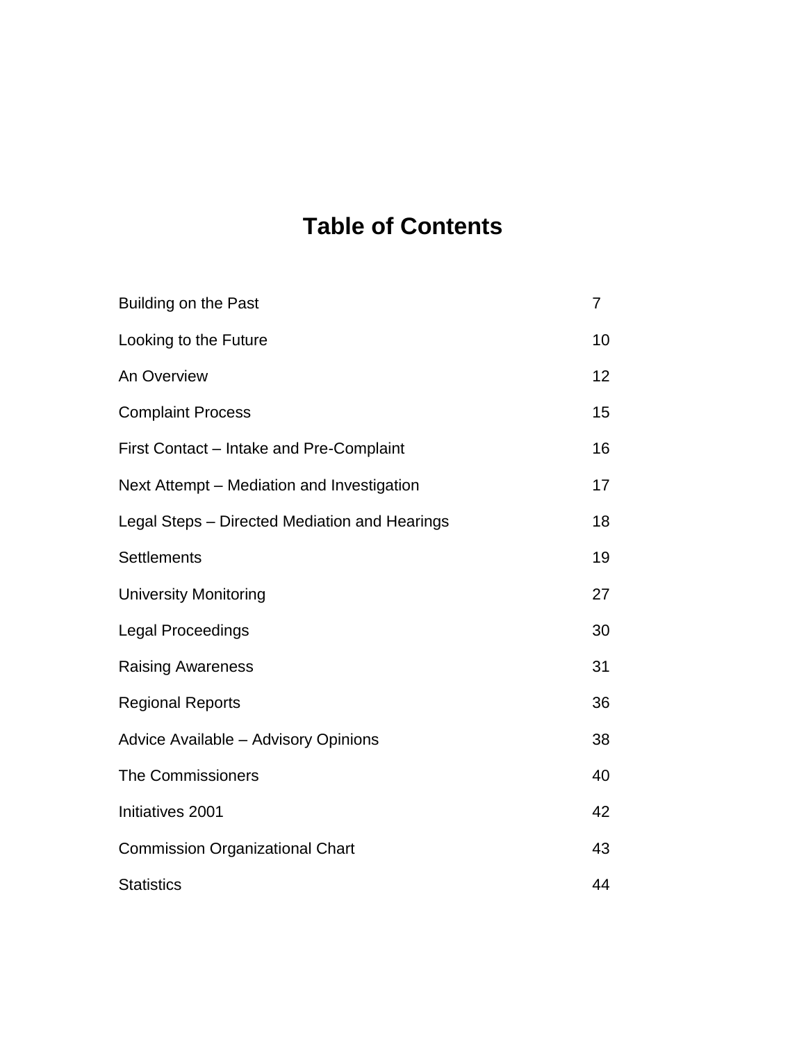# Table of Contents

| | |
|---|---|
| Building on the Past | 7 |
| Looking to the Future | 10 |
| An Overview | 12 |
| Complaint Process | 15 |
| First Contact – Intake and Pre-Complaint | 16 |
| Next Attempt – Mediation and Investigation | 17 |
| Legal Steps – Directed Mediation and Hearings | 18 |
| Settlements | 19 |
| University Monitoring | 27 |
| Legal Proceedings | 30 |
| Raising Awareness | 31 |
| Regional Reports | 36 |
| Advice Available – Advisory Opinions | 38 |
| The Commissioners | 40 |
| Initiatives 2001 | 42 |
| Commission Organizational Chart | 43 |
| Statistics | 44 |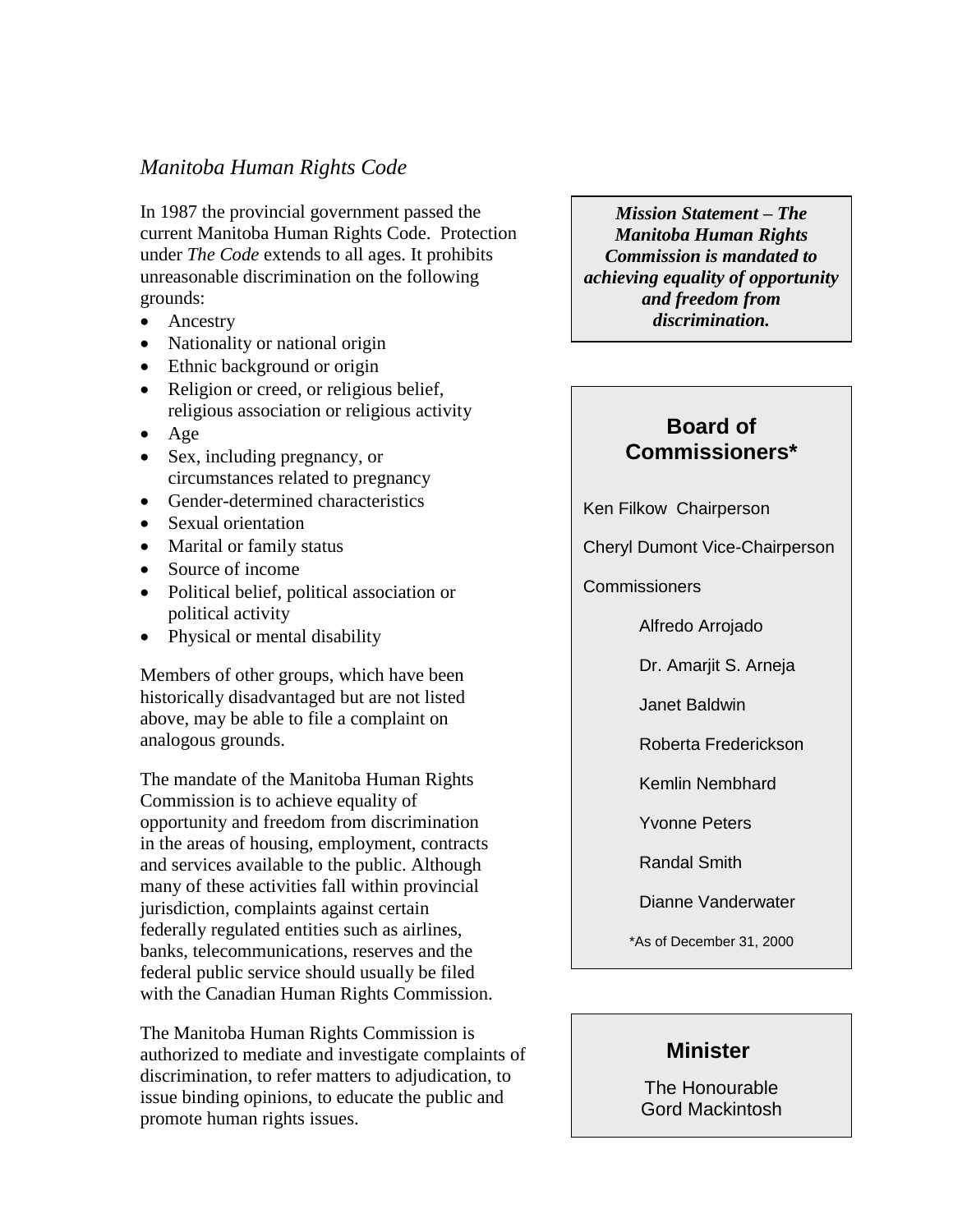## *Manitoba Human Rights Code*

In 1987 the provincial government passed the current Manitoba Human Rights Code. Protection under *The Code* extends to all ages. It prohibits unreasonable discrimination on the following grounds:

- Ancestry
- Nationality or national origin
- Ethnic background or origin
- Religion or creed, or religious belief, religious association or religious activity
- Age
- Sex, including pregnancy, or circumstances related to pregnancy
- Gender-determined characteristics
- Sexual orientation
- Marital or family status
- Source of income
- Political belief, political association or political activity
- Physical or mental disability

Members of other groups, which have been historically disadvantaged but are not listed above, may be able to file a complaint on analogous grounds.

The mandate of the Manitoba Human Rights Commission is to achieve equality of opportunity and freedom from discrimination in the areas of housing, employment, contracts and services available to the public. Although many of these activities fall within provincial jurisdiction, complaints against certain federally regulated entities such as airlines, banks, telecommunications, reserves and the federal public service should usually be filed with the Canadian Human Rights Commission.

The Manitoba Human Rights Commission is authorized to mediate and investigate complaints of discrimination, to refer matters to adjudication, to issue binding opinions, to educate the public and promote human rights issues.

***Mission Statement – The Manitoba Human Rights Commission is mandated to achieving equality of opportunity and freedom from discrimination.***

### Board of Commissioners*

Ken Filkow Chairperson

Cheryl Dumont Vice-Chairperson

Commissioners

- Alfredo Arrojado
- Dr. Amarjit S. Arneja
- Janet Baldwin
- Roberta Frederickson
- Kemlin Nembhard
- Yvonne Peters
- Randal Smith
- Dianne Vanderwater

*As of December 31, 2000

### Minister

The Honourable
Gord Mackintosh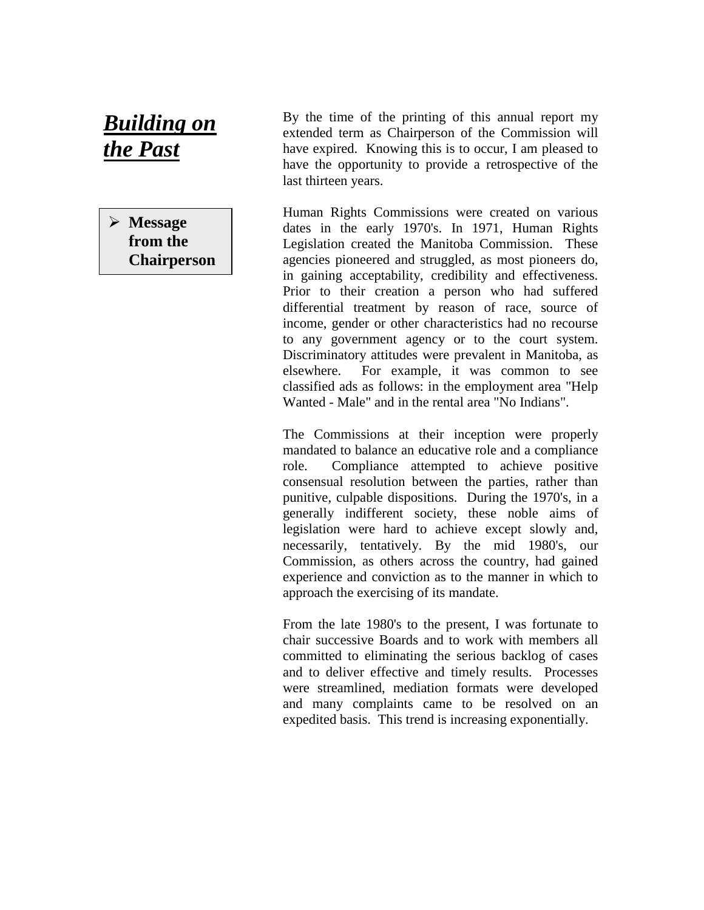# ***Building on the Past***

> **Message from the Chairperson**

By the time of the printing of this annual report my extended term as Chairperson of the Commission will have expired. Knowing this is to occur, I am pleased to have the opportunity to provide a retrospective of the last thirteen years.

Human Rights Commissions were created on various dates in the early 1970's. In 1971, Human Rights Legislation created the Manitoba Commission. These agencies pioneered and struggled, as most pioneers do, in gaining acceptability, credibility and effectiveness. Prior to their creation a person who had suffered differential treatment by reason of race, source of income, gender or other characteristics had no recourse to any government agency or to the court system. Discriminatory attitudes were prevalent in Manitoba, as elsewhere. For example, it was common to see classified ads as follows: in the employment area "Help Wanted - Male" and in the rental area "No Indians".

The Commissions at their inception were properly mandated to balance an educative role and a compliance role. Compliance attempted to achieve positive consensual resolution between the parties, rather than punitive, culpable dispositions. During the 1970's, in a generally indifferent society, these noble aims of legislation were hard to achieve except slowly and, necessarily, tentatively. By the mid 1980's, our Commission, as others across the country, had gained experience and conviction as to the manner in which to approach the exercising of its mandate.

From the late 1980's to the present, I was fortunate to chair successive Boards and to work with members all committed to eliminating the serious backlog of cases and to deliver effective and timely results. Processes were streamlined, mediation formats were developed and many complaints came to be resolved on an expedited basis. This trend is increasing exponentially.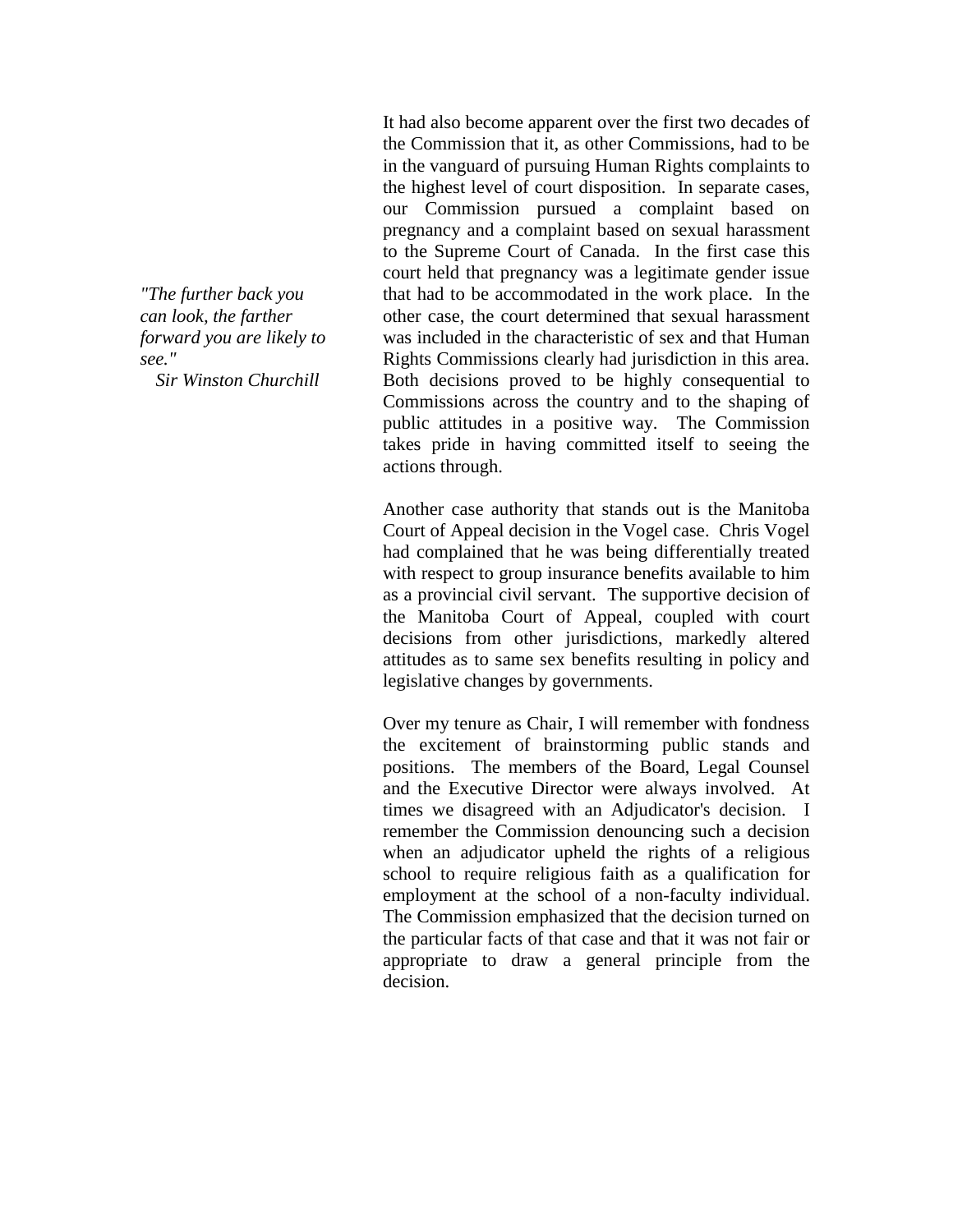*"The further back you can look, the farther forward you are likely to see."*
*Sir Winston Churchill*

It had also become apparent over the first two decades of the Commission that it, as other Commissions, had to be in the vanguard of pursuing Human Rights complaints to the highest level of court disposition. In separate cases, our Commission pursued a complaint based on pregnancy and a complaint based on sexual harassment to the Supreme Court of Canada. In the first case this court held that pregnancy was a legitimate gender issue that had to be accommodated in the work place. In the other case, the court determined that sexual harassment was included in the characteristic of sex and that Human Rights Commissions clearly had jurisdiction in this area. Both decisions proved to be highly consequential to Commissions across the country and to the shaping of public attitudes in a positive way. The Commission takes pride in having committed itself to seeing the actions through.

Another case authority that stands out is the Manitoba Court of Appeal decision in the Vogel case. Chris Vogel had complained that he was being differentially treated with respect to group insurance benefits available to him as a provincial civil servant. The supportive decision of the Manitoba Court of Appeal, coupled with court decisions from other jurisdictions, markedly altered attitudes as to same sex benefits resulting in policy and legislative changes by governments.

Over my tenure as Chair, I will remember with fondness the excitement of brainstorming public stands and positions. The members of the Board, Legal Counsel and the Executive Director were always involved. At times we disagreed with an Adjudicator's decision. I remember the Commission denouncing such a decision when an adjudicator upheld the rights of a religious school to require religious faith as a qualification for employment at the school of a non-faculty individual. The Commission emphasized that the decision turned on the particular facts of that case and that it was not fair or appropriate to draw a general principle from the decision.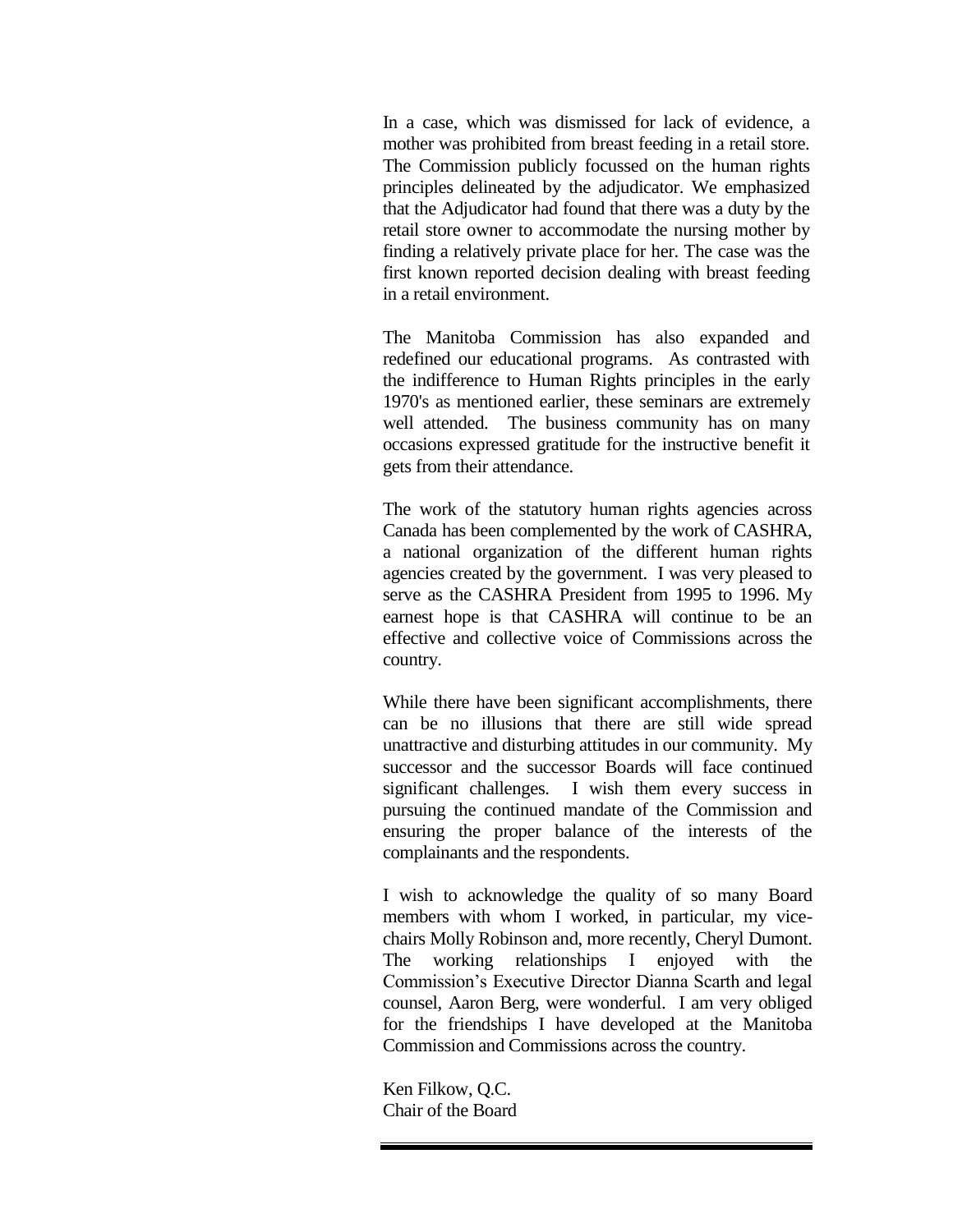In a case, which was dismissed for lack of evidence, a mother was prohibited from breast feeding in a retail store. The Commission publicly focussed on the human rights principles delineated by the adjudicator. We emphasized that the Adjudicator had found that there was a duty by the retail store owner to accommodate the nursing mother by finding a relatively private place for her. The case was the first known reported decision dealing with breast feeding in a retail environment.

The Manitoba Commission has also expanded and redefined our educational programs. As contrasted with the indifference to Human Rights principles in the early 1970's as mentioned earlier, these seminars are extremely well attended. The business community has on many occasions expressed gratitude for the instructive benefit it gets from their attendance.

The work of the statutory human rights agencies across Canada has been complemented by the work of CASHRA, a national organization of the different human rights agencies created by the government. I was very pleased to serve as the CASHRA President from 1995 to 1996. My earnest hope is that CASHRA will continue to be an effective and collective voice of Commissions across the country.

While there have been significant accomplishments, there can be no illusions that there are still wide spread unattractive and disturbing attitudes in our community. My successor and the successor Boards will face continued significant challenges. I wish them every success in pursuing the continued mandate of the Commission and ensuring the proper balance of the interests of the complainants and the respondents.

I wish to acknowledge the quality of so many Board members with whom I worked, in particular, my vice-chairs Molly Robinson and, more recently, Cheryl Dumont. The working relationships I enjoyed with the Commission's Executive Director Dianna Scarth and legal counsel, Aaron Berg, were wonderful. I am very obliged for the friendships I have developed at the Manitoba Commission and Commissions across the country.

Ken Filkow, Q.C.
Chair of the Board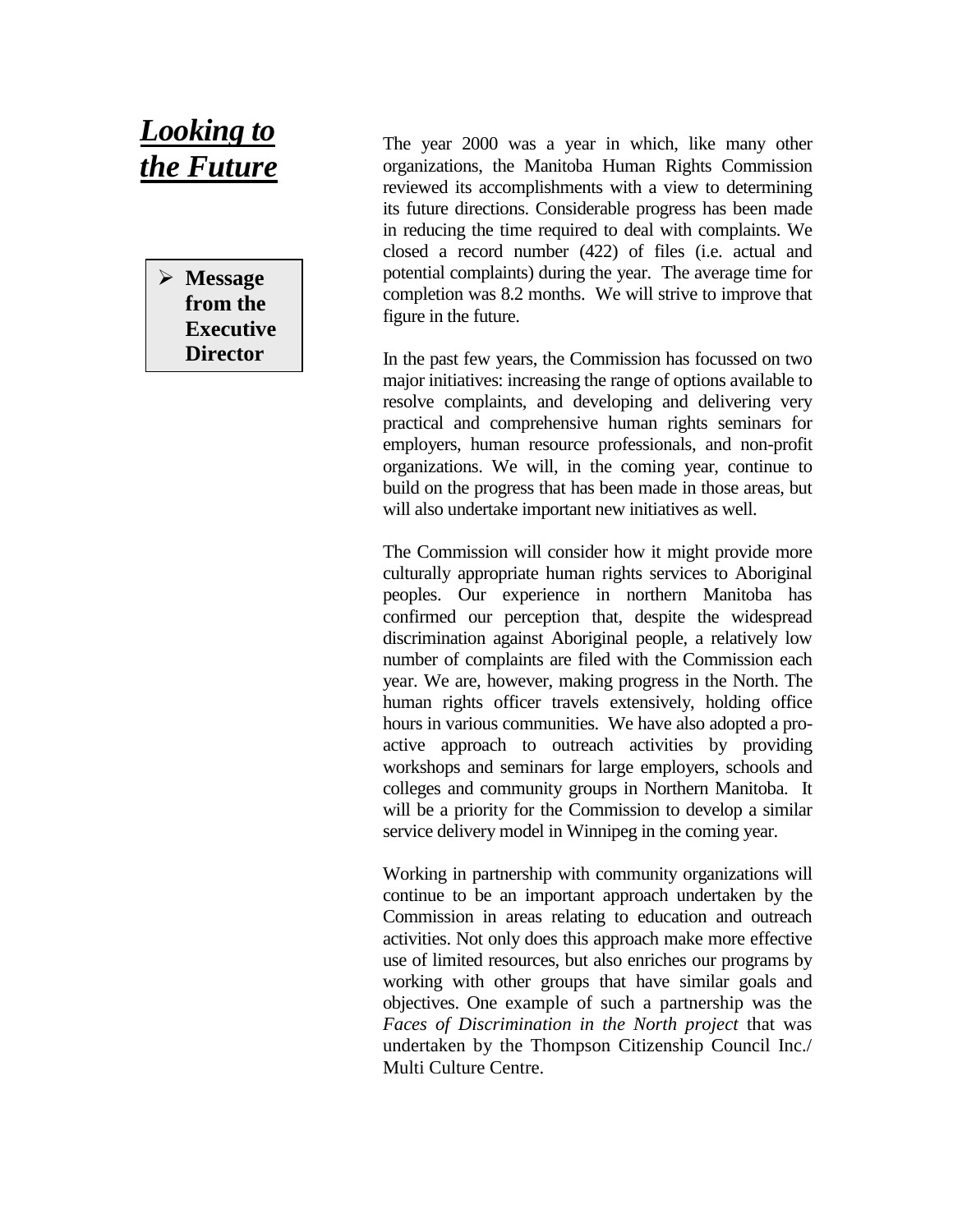# *Looking to the Future*

- **Message from the Executive Director**

The year 2000 was a year in which, like many other organizations, the Manitoba Human Rights Commission reviewed its accomplishments with a view to determining its future directions. Considerable progress has been made in reducing the time required to deal with complaints. We closed a record number (422) of files (i.e. actual and potential complaints) during the year. The average time for completion was 8.2 months. We will strive to improve that figure in the future.

In the past few years, the Commission has focussed on two major initiatives: increasing the range of options available to resolve complaints, and developing and delivering very practical and comprehensive human rights seminars for employers, human resource professionals, and non-profit organizations. We will, in the coming year, continue to build on the progress that has been made in those areas, but will also undertake important new initiatives as well.

The Commission will consider how it might provide more culturally appropriate human rights services to Aboriginal peoples. Our experience in northern Manitoba has confirmed our perception that, despite the widespread discrimination against Aboriginal people, a relatively low number of complaints are filed with the Commission each year. We are, however, making progress in the North. The human rights officer travels extensively, holding office hours in various communities. We have also adopted a pro-active approach to outreach activities by providing workshops and seminars for large employers, schools and colleges and community groups in Northern Manitoba. It will be a priority for the Commission to develop a similar service delivery model in Winnipeg in the coming year.

Working in partnership with community organizations will continue to be an important approach undertaken by the Commission in areas relating to education and outreach activities. Not only does this approach make more effective use of limited resources, but also enriches our programs by working with other groups that have similar goals and objectives. One example of such a partnership was the *Faces of Discrimination in the North project* that was undertaken by the Thompson Citizenship Council Inc./ Multi Culture Centre.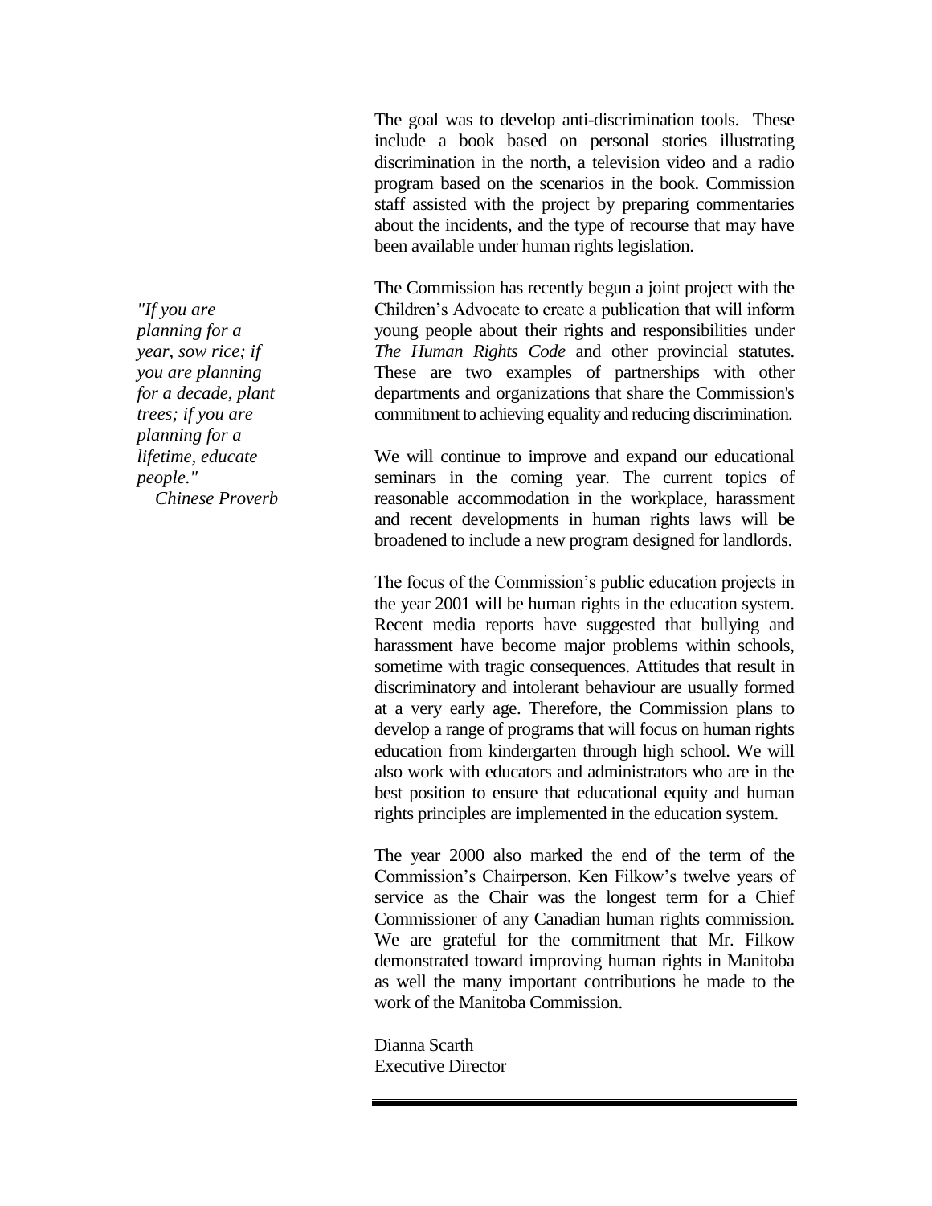The goal was to develop anti-discrimination tools. These include a book based on personal stories illustrating discrimination in the north, a television video and a radio program based on the scenarios in the book. Commission staff assisted with the project by preparing commentaries about the incidents, and the type of recourse that may have been available under human rights legislation.

*"If you are planning for a year, sow rice; if you are planning for a decade, plant trees; if you are planning for a lifetime, educate people."*
*Chinese Proverb*

The Commission has recently begun a joint project with the Children's Advocate to create a publication that will inform young people about their rights and responsibilities under *The Human Rights Code* and other provincial statutes. These are two examples of partnerships with other departments and organizations that share the Commission's commitment to achieving equality and reducing discrimination.

We will continue to improve and expand our educational seminars in the coming year. The current topics of reasonable accommodation in the workplace, harassment and recent developments in human rights laws will be broadened to include a new program designed for landlords.

The focus of the Commission's public education projects in the year 2001 will be human rights in the education system. Recent media reports have suggested that bullying and harassment have become major problems within schools, sometime with tragic consequences. Attitudes that result in discriminatory and intolerant behaviour are usually formed at a very early age. Therefore, the Commission plans to develop a range of programs that will focus on human rights education from kindergarten through high school. We will also work with educators and administrators who are in the best position to ensure that educational equity and human rights principles are implemented in the education system.

The year 2000 also marked the end of the term of the Commission's Chairperson. Ken Filkow's twelve years of service as the Chair was the longest term for a Chief Commissioner of any Canadian human rights commission. We are grateful for the commitment that Mr. Filkow demonstrated toward improving human rights in Manitoba as well the many important contributions he made to the work of the Manitoba Commission.

Dianna Scarth
Executive Director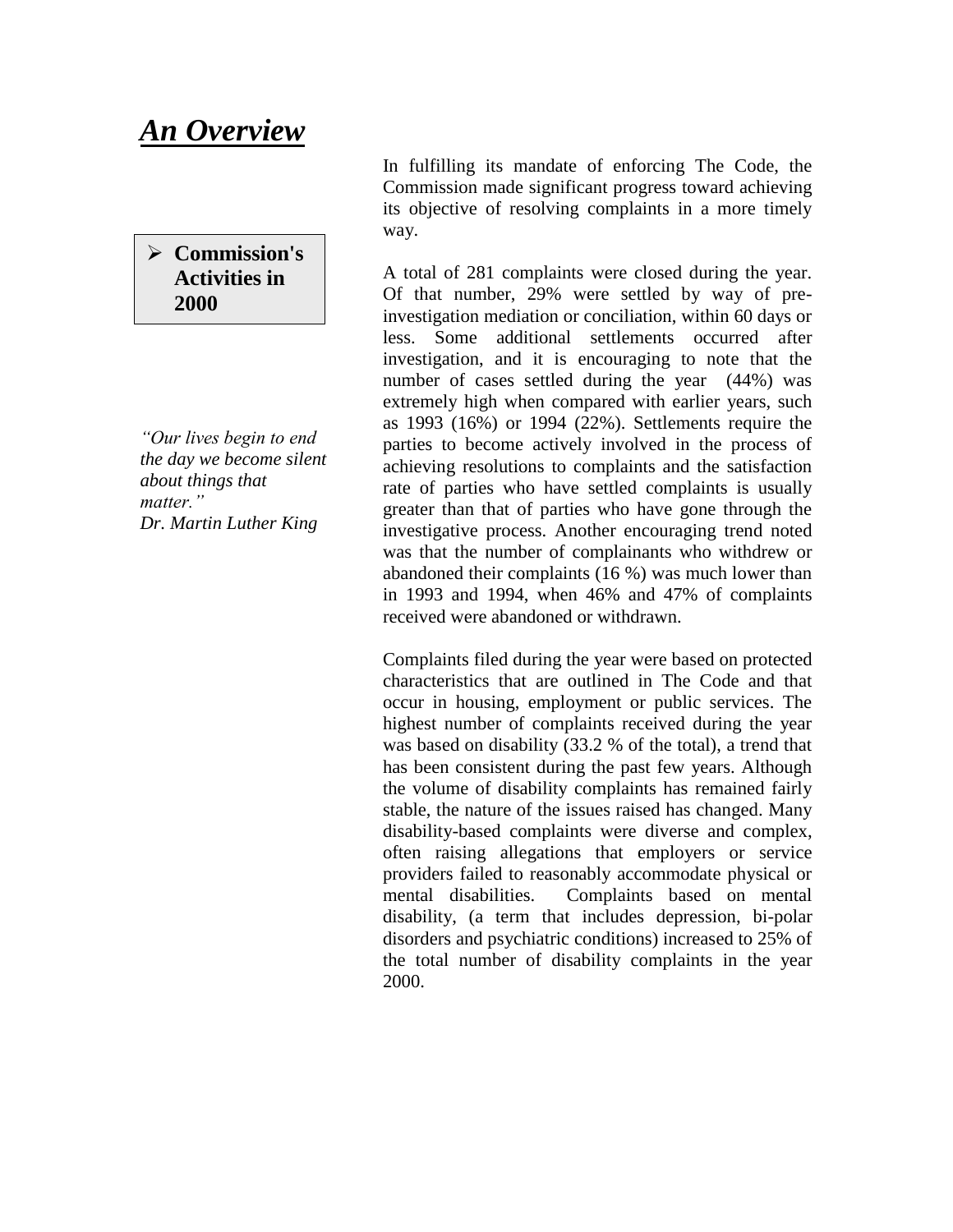# *An Overview*

> **Commission's Activities in 2000**

*"Our lives begin to end the day we become silent about things that matter."*
*Dr. Martin Luther King*

In fulfilling its mandate of enforcing The Code, the Commission made significant progress toward achieving its objective of resolving complaints in a more timely way.

A total of 281 complaints were closed during the year. Of that number, 29% were settled by way of pre-investigation mediation or conciliation, within 60 days or less. Some additional settlements occurred after investigation, and it is encouraging to note that the number of cases settled during the year (44%) was extremely high when compared with earlier years, such as 1993 (16%) or 1994 (22%). Settlements require the parties to become actively involved in the process of achieving resolutions to complaints and the satisfaction rate of parties who have settled complaints is usually greater than that of parties who have gone through the investigative process. Another encouraging trend noted was that the number of complainants who withdrew or abandoned their complaints (16 %) was much lower than in 1993 and 1994, when 46% and 47% of complaints received were abandoned or withdrawn.

Complaints filed during the year were based on protected characteristics that are outlined in The Code and that occur in housing, employment or public services. The highest number of complaints received during the year was based on disability (33.2 % of the total), a trend that has been consistent during the past few years. Although the volume of disability complaints has remained fairly stable, the nature of the issues raised has changed. Many disability-based complaints were diverse and complex, often raising allegations that employers or service providers failed to reasonably accommodate physical or mental disabilities. Complaints based on mental disability, (a term that includes depression, bi-polar disorders and psychiatric conditions) increased to 25% of the total number of disability complaints in the year 2000.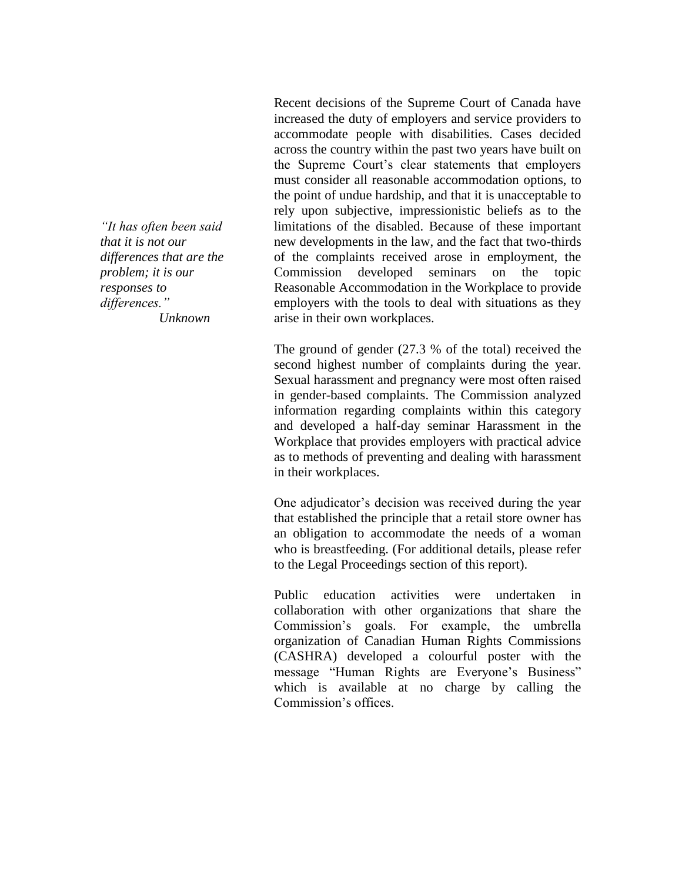*"It has often been said that it is not our differences that are the problem; it is our responses to differences."*
*Unknown*

Recent decisions of the Supreme Court of Canada have increased the duty of employers and service providers to accommodate people with disabilities. Cases decided across the country within the past two years have built on the Supreme Court's clear statements that employers must consider all reasonable accommodation options, to the point of undue hardship, and that it is unacceptable to rely upon subjective, impressionistic beliefs as to the limitations of the disabled. Because of these important new developments in the law, and the fact that two-thirds of the complaints received arose in employment, the Commission developed seminars on the topic Reasonable Accommodation in the Workplace to provide employers with the tools to deal with situations as they arise in their own workplaces.

The ground of gender (27.3 % of the total) received the second highest number of complaints during the year. Sexual harassment and pregnancy were most often raised in gender-based complaints. The Commission analyzed information regarding complaints within this category and developed a half-day seminar Harassment in the Workplace that provides employers with practical advice as to methods of preventing and dealing with harassment in their workplaces.

One adjudicator's decision was received during the year that established the principle that a retail store owner has an obligation to accommodate the needs of a woman who is breastfeeding. (For additional details, please refer to the Legal Proceedings section of this report).

Public education activities were undertaken in collaboration with other organizations that share the Commission's goals. For example, the umbrella organization of Canadian Human Rights Commissions (CASHRA) developed a colourful poster with the message "Human Rights are Everyone's Business" which is available at no charge by calling the Commission's offices.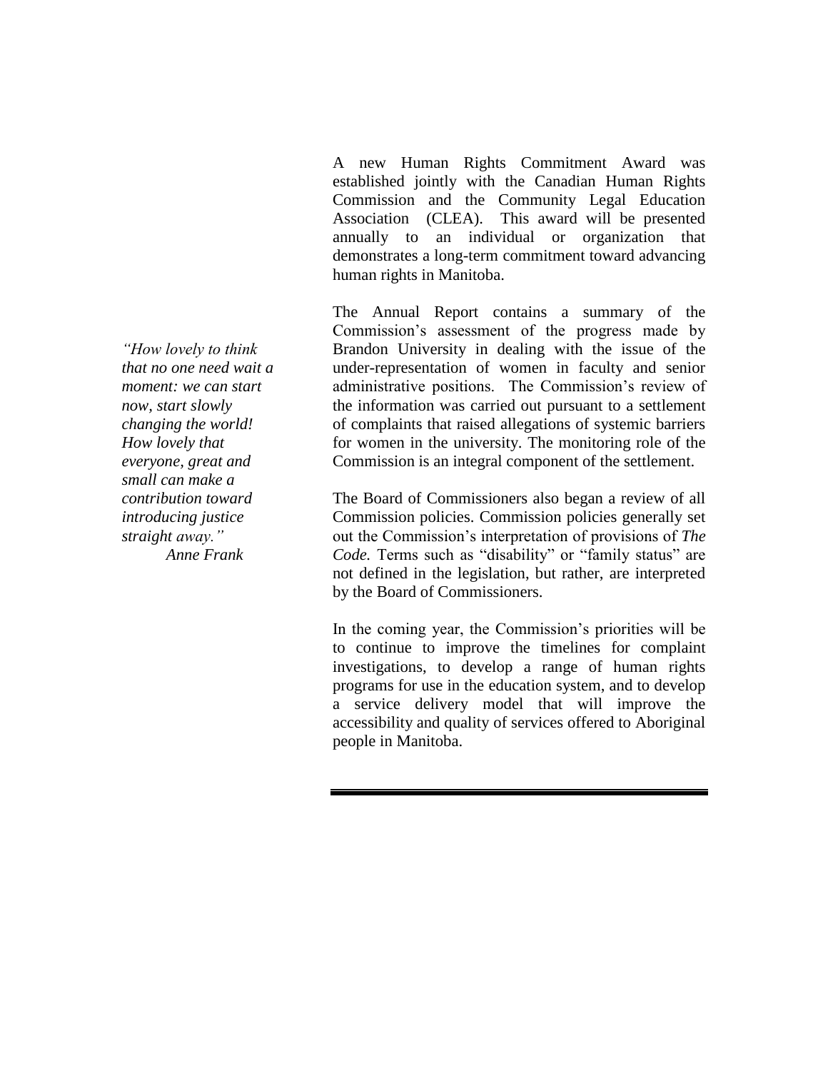A new Human Rights Commitment Award was established jointly with the Canadian Human Rights Commission and the Community Legal Education Association (CLEA). This award will be presented annually to an individual or organization that demonstrates a long-term commitment toward advancing human rights in Manitoba.

*"How lovely to think that no one need wait a moment: we can start now, start slowly changing the world! How lovely that everyone, great and small can make a contribution toward introducing justice straight away."*
*Anne Frank*

The Annual Report contains a summary of the Commission's assessment of the progress made by Brandon University in dealing with the issue of the under-representation of women in faculty and senior administrative positions. The Commission's review of the information was carried out pursuant to a settlement of complaints that raised allegations of systemic barriers for women in the university. The monitoring role of the Commission is an integral component of the settlement.

The Board of Commissioners also began a review of all Commission policies. Commission policies generally set out the Commission's interpretation of provisions of *The Code.* Terms such as "disability" or "family status" are not defined in the legislation, but rather, are interpreted by the Board of Commissioners.

In the coming year, the Commission's priorities will be to continue to improve the timelines for complaint investigations, to develop a range of human rights programs for use in the education system, and to develop a service delivery model that will improve the accessibility and quality of services offered to Aboriginal people in Manitoba.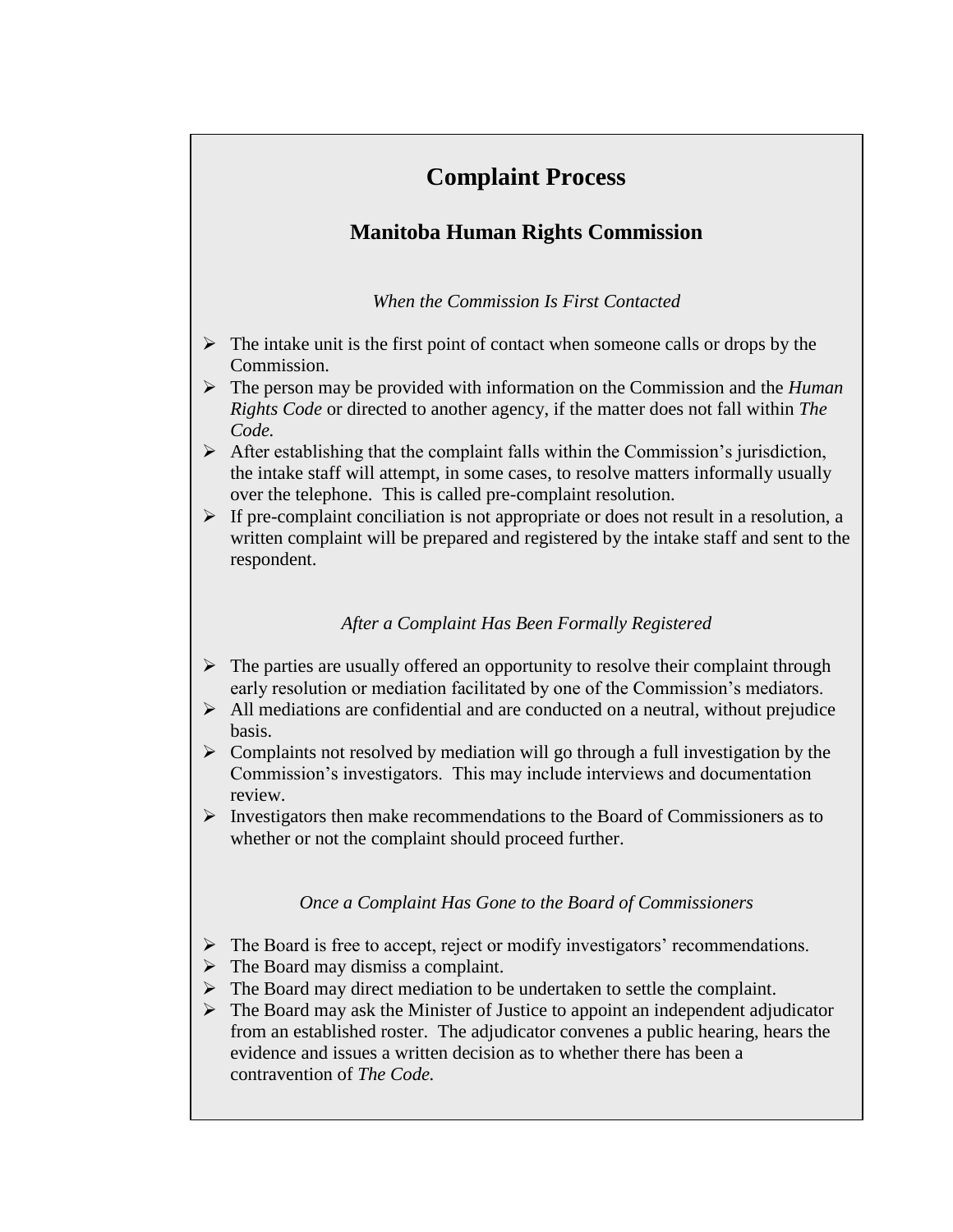# Complaint Process

## Manitoba Human Rights Commission

*When the Commission Is First Contacted*

- The intake unit is the first point of contact when someone calls or drops by the Commission.
- The person may be provided with information on the Commission and the *Human Rights Code* or directed to another agency, if the matter does not fall within *The Code.*
- After establishing that the complaint falls within the Commission's jurisdiction, the intake staff will attempt, in some cases, to resolve matters informally usually over the telephone. This is called pre-complaint resolution.
- If pre-complaint conciliation is not appropriate or does not result in a resolution, a written complaint will be prepared and registered by the intake staff and sent to the respondent.

*After a Complaint Has Been Formally Registered*

- The parties are usually offered an opportunity to resolve their complaint through early resolution or mediation facilitated by one of the Commission's mediators.
- All mediations are confidential and are conducted on a neutral, without prejudice basis.
- Complaints not resolved by mediation will go through a full investigation by the Commission's investigators. This may include interviews and documentation review.
- Investigators then make recommendations to the Board of Commissioners as to whether or not the complaint should proceed further.

*Once a Complaint Has Gone to the Board of Commissioners*

- The Board is free to accept, reject or modify investigators' recommendations.
- The Board may dismiss a complaint.
- The Board may direct mediation to be undertaken to settle the complaint.
- The Board may ask the Minister of Justice to appoint an independent adjudicator from an established roster. The adjudicator convenes a public hearing, hears the evidence and issues a written decision as to whether there has been a contravention of *The Code.*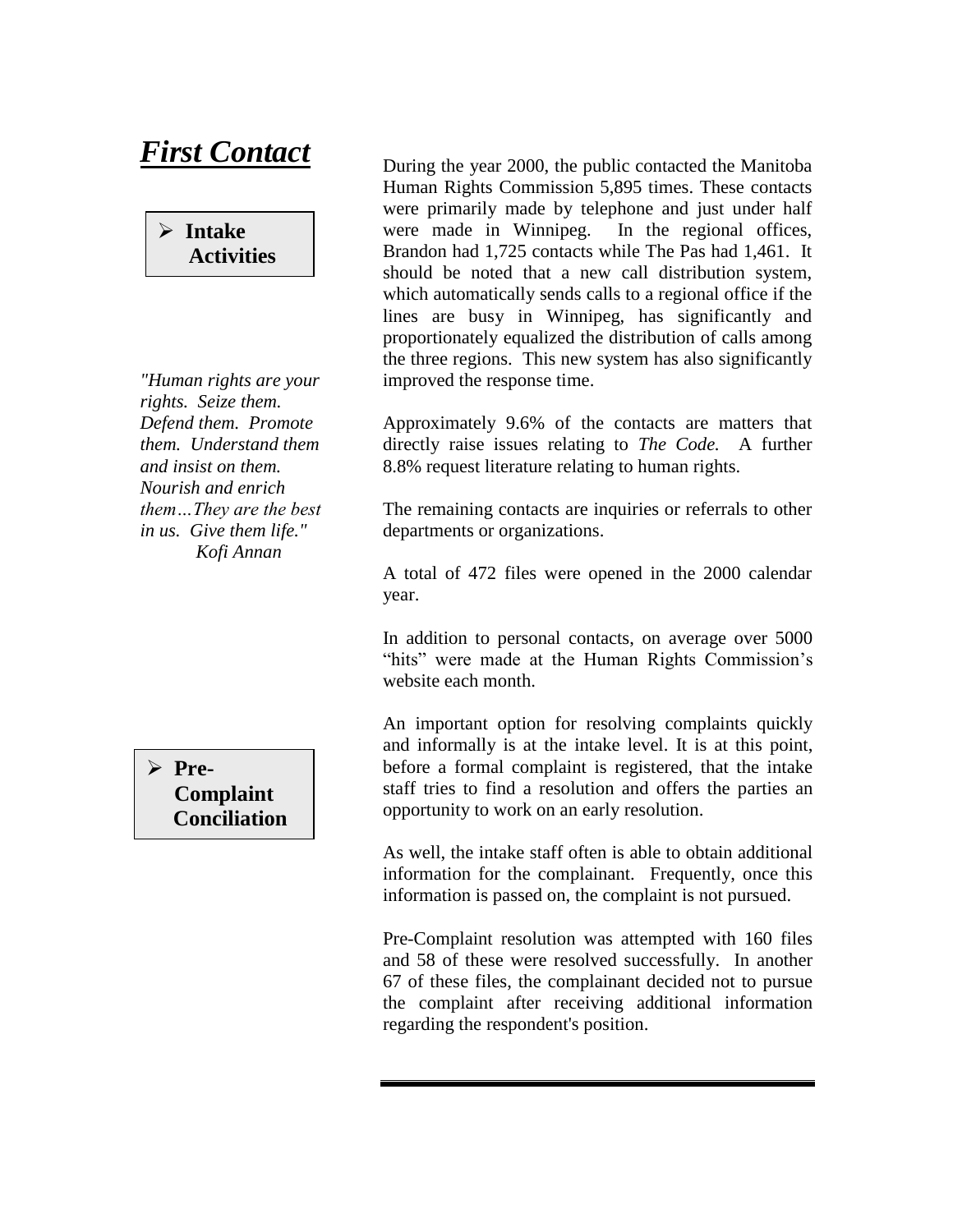# ***First Contact***

- **Intake Activities**

During the year 2000, the public contacted the Manitoba Human Rights Commission 5,895 times. These contacts were primarily made by telephone and just under half were made in Winnipeg. In the regional offices, Brandon had 1,725 contacts while The Pas had 1,461. It should be noted that a new call distribution system, which automatically sends calls to a regional office if the lines are busy in Winnipeg, has significantly and proportionately equalized the distribution of calls among the three regions. This new system has also significantly improved the response time.

*"Human rights are your rights. Seize them. Defend them. Promote them. Understand them and insist on them. Nourish and enrich them…They are the best in us. Give them life."*
*Kofi Annan*

Approximately 9.6% of the contacts are matters that directly raise issues relating to *The Code.* A further 8.8% request literature relating to human rights.

The remaining contacts are inquiries or referrals to other departments or organizations.

A total of 472 files were opened in the 2000 calendar year.

In addition to personal contacts, on average over 5000 "hits" were made at the Human Rights Commission's website each month.

- **Pre-Complaint Conciliation**

An important option for resolving complaints quickly and informally is at the intake level. It is at this point, before a formal complaint is registered, that the intake staff tries to find a resolution and offers the parties an opportunity to work on an early resolution.

As well, the intake staff often is able to obtain additional information for the complainant. Frequently, once this information is passed on, the complaint is not pursued.

Pre-Complaint resolution was attempted with 160 files and 58 of these were resolved successfully. In another 67 of these files, the complainant decided not to pursue the complaint after receiving additional information regarding the respondent's position.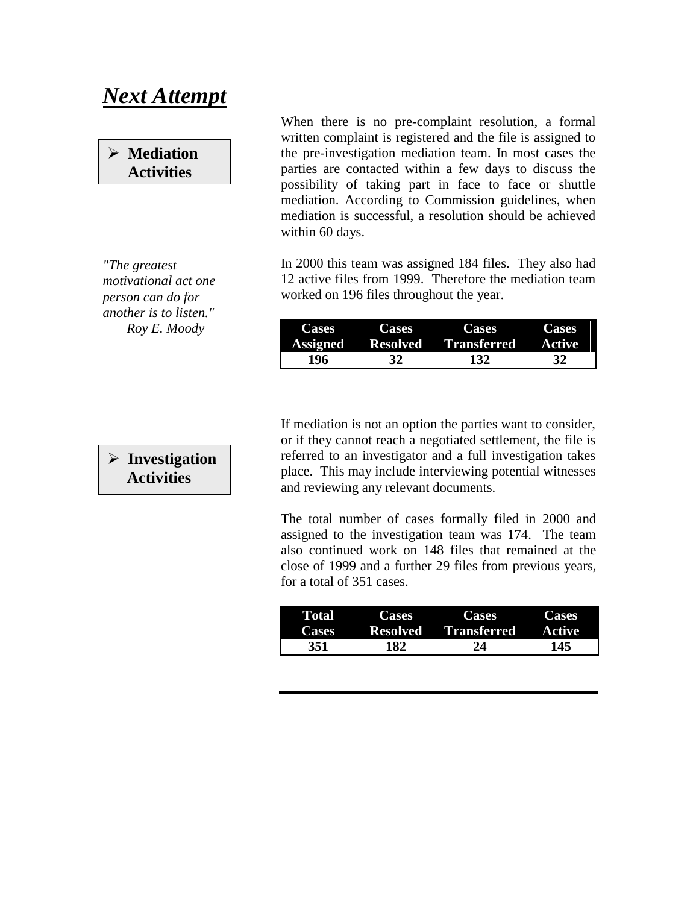# ***Next Attempt***

## Mediation Activities

When there is no pre-complaint resolution, a formal written complaint is registered and the file is assigned to the pre-investigation mediation team. In most cases the parties are contacted within a few days to discuss the possibility of taking part in face to face or shuttle mediation. According to Commission guidelines, when mediation is successful, a resolution should be achieved within 60 days.

*"The greatest motivational act one person can do for another is to listen."*
*Roy E. Moody*

In 2000 this team was assigned 184 files. They also had 12 active files from 1999. Therefore the mediation team worked on 196 files throughout the year.

| Cases Assigned | Cases Resolved | Cases Transferred | Cases Active |
|---|---|---|---|
| 196 | 32 | 132 | 32 |

## Investigation Activities

If mediation is not an option the parties want to consider, or if they cannot reach a negotiated settlement, the file is referred to an investigator and a full investigation takes place. This may include interviewing potential witnesses and reviewing any relevant documents.

The total number of cases formally filed in 2000 and assigned to the investigation team was 174. The team also continued work on 148 files that remained at the close of 1999 and a further 29 files from previous years, for a total of 351 cases.

| Total Cases | Cases Resolved | Cases Transferred | Cases Active |
|---|---|---|---|
| 351 | 182 | 24 | 145 |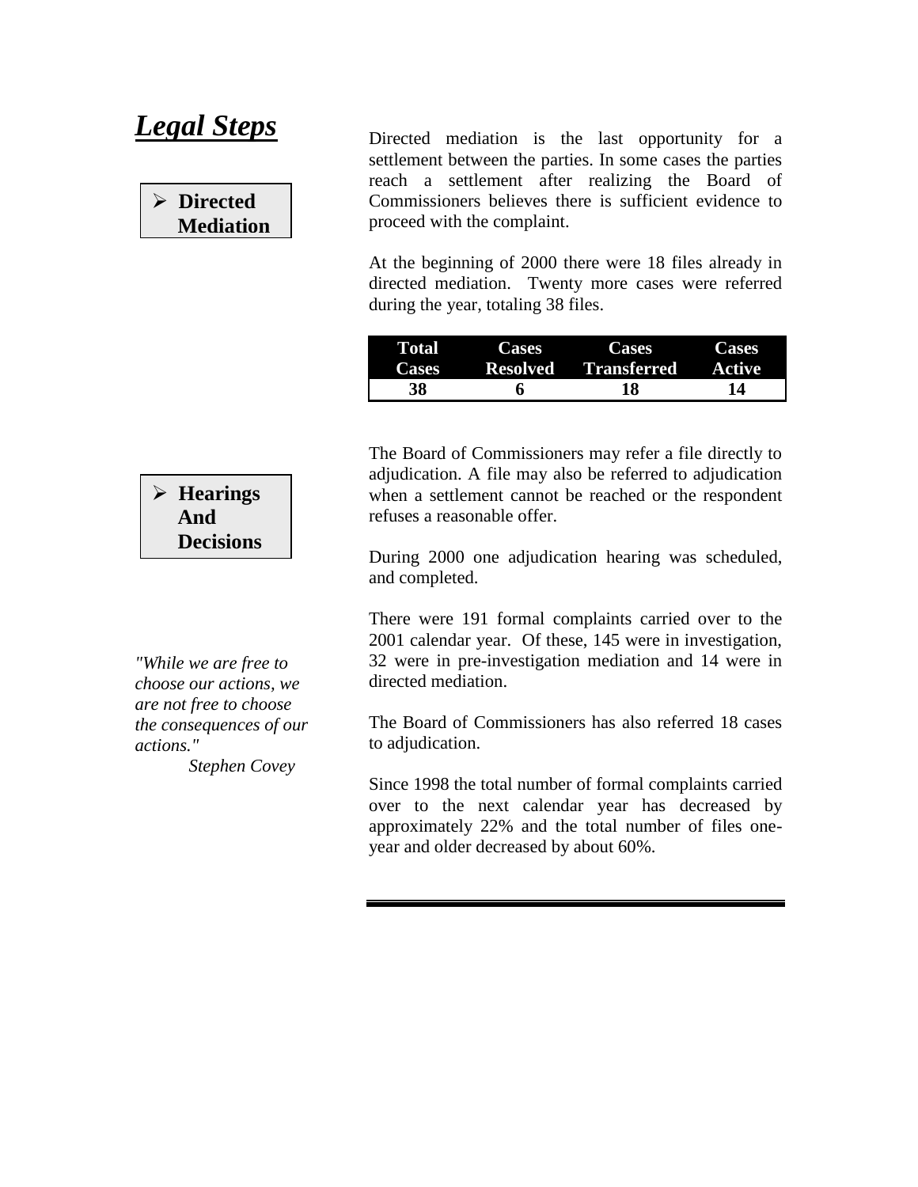# *Legal Steps*

### Directed Mediation

Directed mediation is the last opportunity for a settlement between the parties. In some cases the parties reach a settlement after realizing the Board of Commissioners believes there is sufficient evidence to proceed with the complaint.

At the beginning of 2000 there were 18 files already in directed mediation. Twenty more cases were referred during the year, totaling 38 files.

| Total Cases | Cases Resolved | Cases Transferred | Cases Active |
|---|---|---|---|
| 38 | 6 | 18 | 14 |

### Hearings And Decisions

The Board of Commissioners may refer a file directly to adjudication. A file may also be referred to adjudication when a settlement cannot be reached or the respondent refuses a reasonable offer.

During 2000 one adjudication hearing was scheduled, and completed.

*"While we are free to choose our actions, we are not free to choose the consequences of our actions."*
*Stephen Covey*

There were 191 formal complaints carried over to the 2001 calendar year. Of these, 145 were in investigation, 32 were in pre-investigation mediation and 14 were in directed mediation.

The Board of Commissioners has also referred 18 cases to adjudication.

Since 1998 the total number of formal complaints carried over to the next calendar year has decreased by approximately 22% and the total number of files one-year and older decreased by about 60%.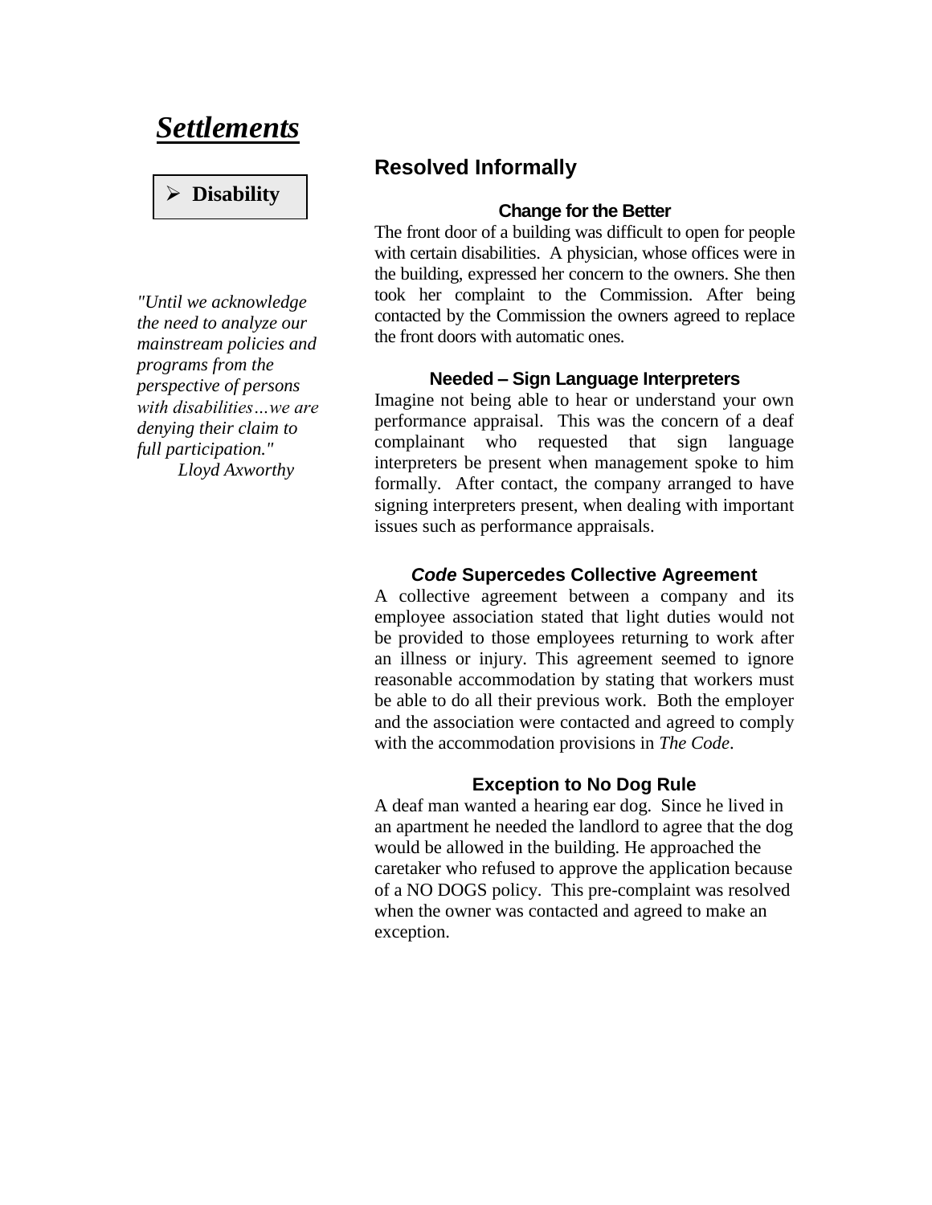# *Settlements*

- **Disability**

*"Until we acknowledge the need to analyze our mainstream policies and programs from the perspective of persons with disabilities…we are denying their claim to full participation."*
*Lloyd Axworthy*

## Resolved Informally

### Change for the Better

The front door of a building was difficult to open for people with certain disabilities. A physician, whose offices were in the building, expressed her concern to the owners. She then took her complaint to the Commission. After being contacted by the Commission the owners agreed to replace the front doors with automatic ones.

### Needed – Sign Language Interpreters

Imagine not being able to hear or understand your own performance appraisal. This was the concern of a deaf complainant who requested that sign language interpreters be present when management spoke to him formally. After contact, the company arranged to have signing interpreters present, when dealing with important issues such as performance appraisals.

### *Code* Supercedes Collective Agreement

A collective agreement between a company and its employee association stated that light duties would not be provided to those employees returning to work after an illness or injury. This agreement seemed to ignore reasonable accommodation by stating that workers must be able to do all their previous work. Both the employer and the association were contacted and agreed to comply with the accommodation provisions in *The Code*.

### Exception to No Dog Rule

A deaf man wanted a hearing ear dog. Since he lived in an apartment he needed the landlord to agree that the dog would be allowed in the building. He approached the caretaker who refused to approve the application because of a NO DOGS policy. This pre-complaint was resolved when the owner was contacted and agreed to make an exception.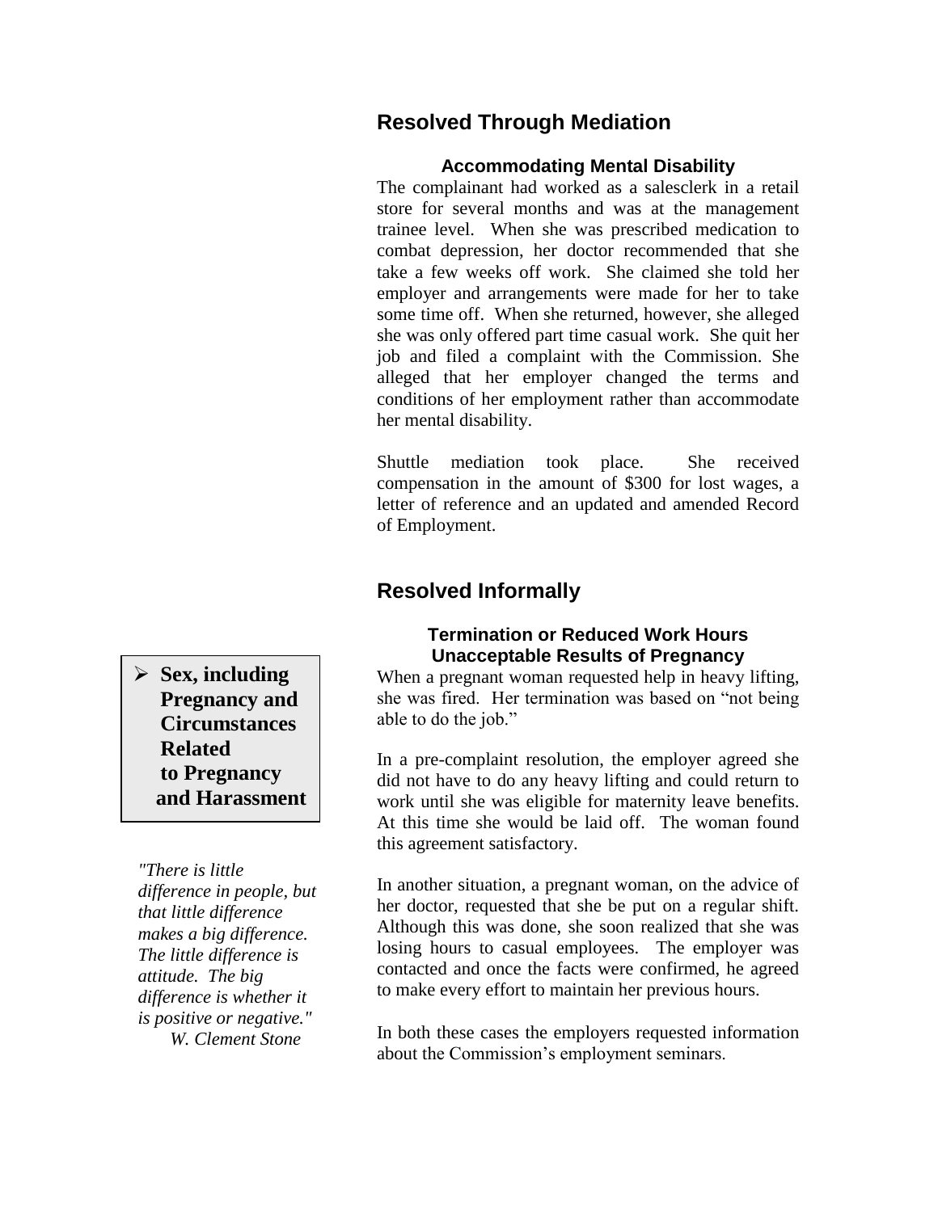## Resolved Through Mediation

### Accommodating Mental Disability

The complainant had worked as a salesclerk in a retail store for several months and was at the management trainee level. When she was prescribed medication to combat depression, her doctor recommended that she take a few weeks off work. She claimed she told her employer and arrangements were made for her to take some time off. When she returned, however, she alleged she was only offered part time casual work. She quit her job and filed a complaint with the Commission. She alleged that her employer changed the terms and conditions of her employment rather than accommodate her mental disability.

Shuttle mediation took place. She received compensation in the amount of $300 for lost wages, a letter of reference and an updated and amended Record of Employment.

## Resolved Informally

- **Sex, including Pregnancy and Circumstances Related to Pregnancy and Harassment**

*"There is little difference in people, but that little difference makes a big difference. The little difference is attitude. The big difference is whether it is positive or negative."*
*W. Clement Stone*

### Termination or Reduced Work Hours Unacceptable Results of Pregnancy

When a pregnant woman requested help in heavy lifting, she was fired. Her termination was based on "not being able to do the job."

In a pre-complaint resolution, the employer agreed she did not have to do any heavy lifting and could return to work until she was eligible for maternity leave benefits. At this time she would be laid off. The woman found this agreement satisfactory.

In another situation, a pregnant woman, on the advice of her doctor, requested that she be put on a regular shift. Although this was done, she soon realized that she was losing hours to casual employees. The employer was contacted and once the facts were confirmed, he agreed to make every effort to maintain her previous hours.

In both these cases the employers requested information about the Commission's employment seminars.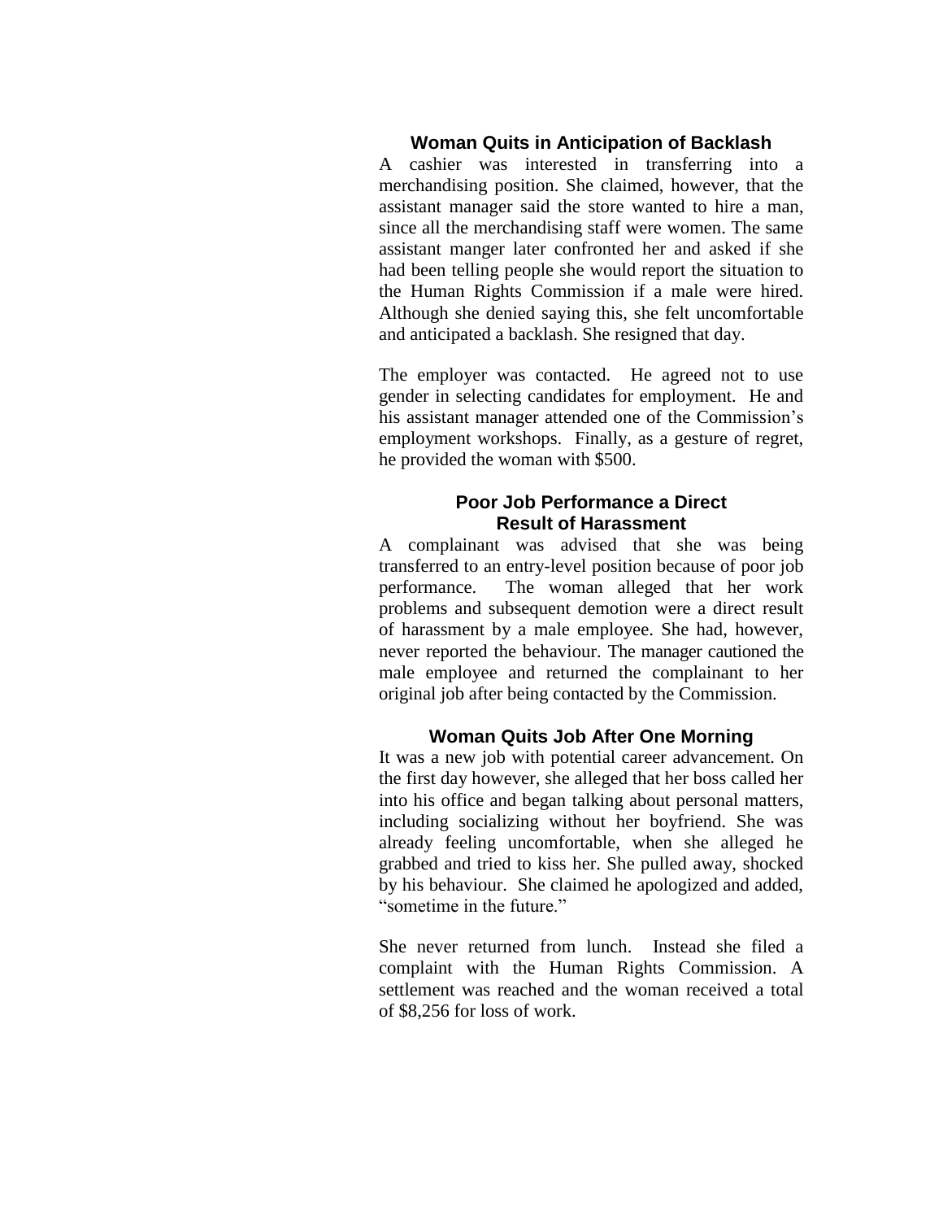### Woman Quits in Anticipation of Backlash

A cashier was interested in transferring into a merchandising position. She claimed, however, that the assistant manager said the store wanted to hire a man, since all the merchandising staff were women. The same assistant manger later confronted her and asked if she had been telling people she would report the situation to the Human Rights Commission if a male were hired. Although she denied saying this, she felt uncomfortable and anticipated a backlash. She resigned that day.

The employer was contacted. He agreed not to use gender in selecting candidates for employment. He and his assistant manager attended one of the Commission's employment workshops. Finally, as a gesture of regret, he provided the woman with $500.

### Poor Job Performance a Direct Result of Harassment

A complainant was advised that she was being transferred to an entry-level position because of poor job performance. The woman alleged that her work problems and subsequent demotion were a direct result of harassment by a male employee. She had, however, never reported the behaviour. The manager cautioned the male employee and returned the complainant to her original job after being contacted by the Commission.

### Woman Quits Job After One Morning

It was a new job with potential career advancement. On the first day however, she alleged that her boss called her into his office and began talking about personal matters, including socializing without her boyfriend. She was already feeling uncomfortable, when she alleged he grabbed and tried to kiss her. She pulled away, shocked by his behaviour. She claimed he apologized and added, "sometime in the future."

She never returned from lunch. Instead she filed a complaint with the Human Rights Commission. A settlement was reached and the woman received a total of $8,256 for loss of work.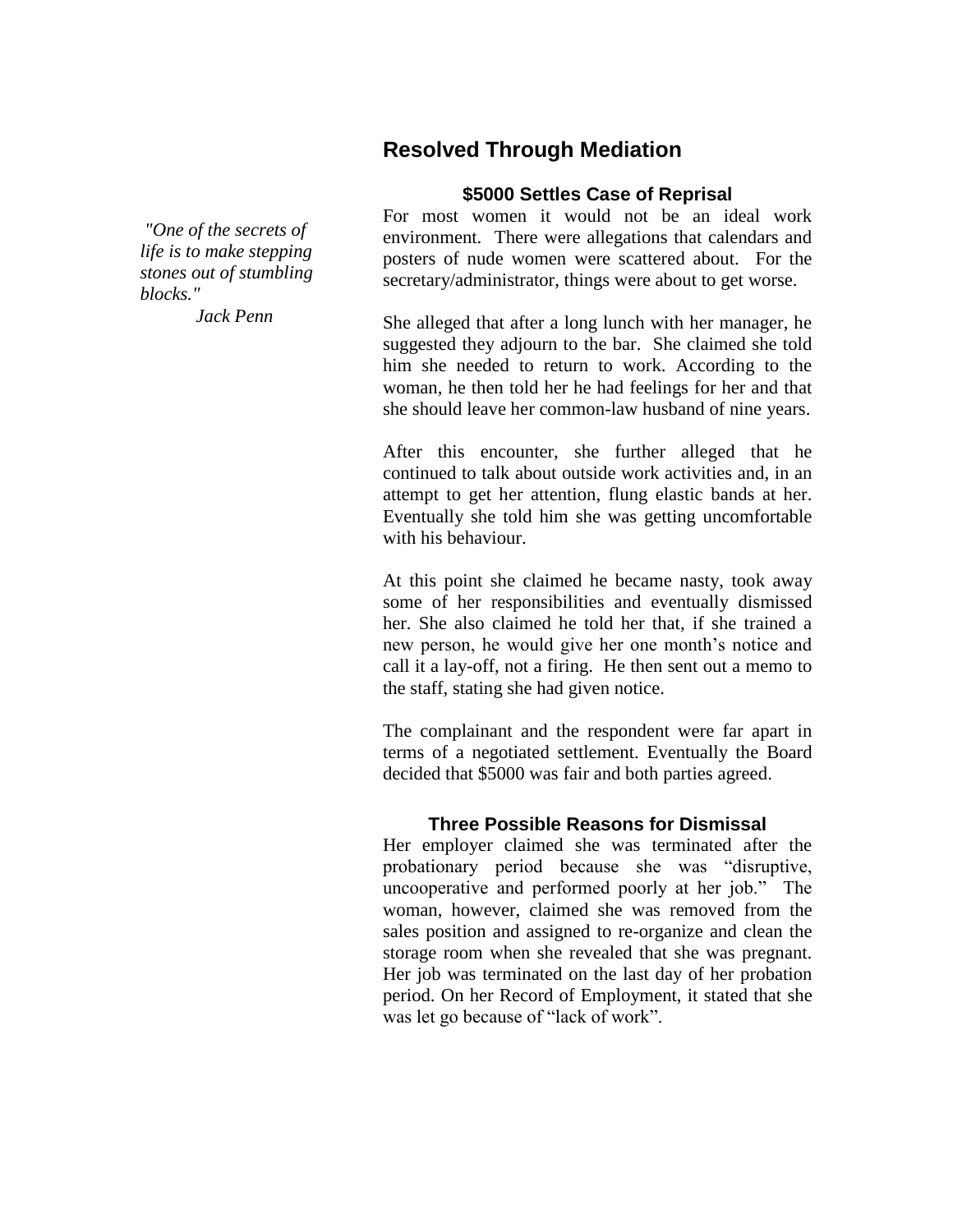## Resolved Through Mediation

*"One of the secrets of life is to make stepping stones out of stumbling blocks."*
*Jack Penn*

### $5000 Settles Case of Reprisal

For most women it would not be an ideal work environment. There were allegations that calendars and posters of nude women were scattered about. For the secretary/administrator, things were about to get worse.

She alleged that after a long lunch with her manager, he suggested they adjourn to the bar. She claimed she told him she needed to return to work. According to the woman, he then told her he had feelings for her and that she should leave her common-law husband of nine years.

After this encounter, she further alleged that he continued to talk about outside work activities and, in an attempt to get her attention, flung elastic bands at her. Eventually she told him she was getting uncomfortable with his behaviour.

At this point she claimed he became nasty, took away some of her responsibilities and eventually dismissed her. She also claimed he told her that, if she trained a new person, he would give her one month's notice and call it a lay-off, not a firing. He then sent out a memo to the staff, stating she had given notice.

The complainant and the respondent were far apart in terms of a negotiated settlement. Eventually the Board decided that $5000 was fair and both parties agreed.

### Three Possible Reasons for Dismissal

Her employer claimed she was terminated after the probationary period because she was "disruptive, uncooperative and performed poorly at her job." The woman, however, claimed she was removed from the sales position and assigned to re-organize and clean the storage room when she revealed that she was pregnant. Her job was terminated on the last day of her probation period. On her Record of Employment, it stated that she was let go because of "lack of work".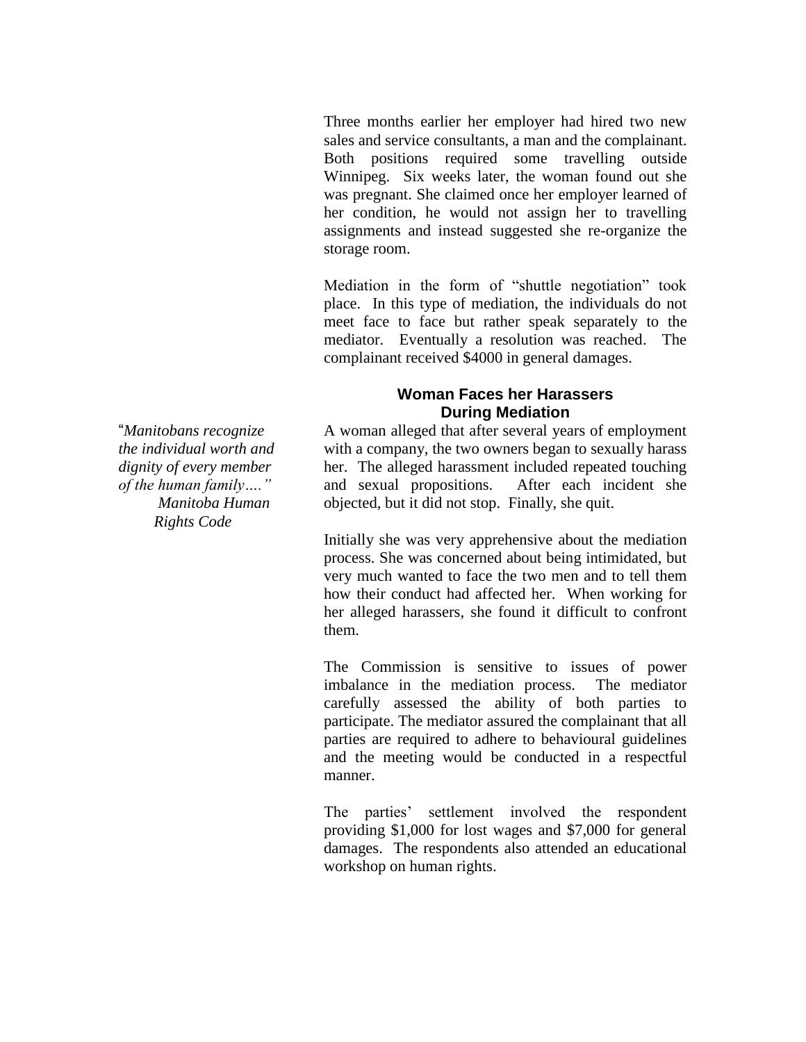Three months earlier her employer had hired two new sales and service consultants, a man and the complainant. Both positions required some travelling outside Winnipeg. Six weeks later, the woman found out she was pregnant. She claimed once her employer learned of her condition, he would not assign her to travelling assignments and instead suggested she re-organize the storage room.

Mediation in the form of "shuttle negotiation" took place. In this type of mediation, the individuals do not meet face to face but rather speak separately to the mediator. Eventually a resolution was reached. The complainant received $4000 in general damages.

### Woman Faces her Harassers During Mediation

*"Manitobans recognize the individual worth and dignity of every member of the human family…." Manitoba Human Rights Code*

A woman alleged that after several years of employment with a company, the two owners began to sexually harass her. The alleged harassment included repeated touching and sexual propositions. After each incident she objected, but it did not stop. Finally, she quit.

Initially she was very apprehensive about the mediation process. She was concerned about being intimidated, but very much wanted to face the two men and to tell them how their conduct had affected her. When working for her alleged harassers, she found it difficult to confront them.

The Commission is sensitive to issues of power imbalance in the mediation process. The mediator carefully assessed the ability of both parties to participate. The mediator assured the complainant that all parties are required to adhere to behavioural guidelines and the meeting would be conducted in a respectful manner.

The parties' settlement involved the respondent providing $1,000 for lost wages and $7,000 for general damages. The respondents also attended an educational workshop on human rights.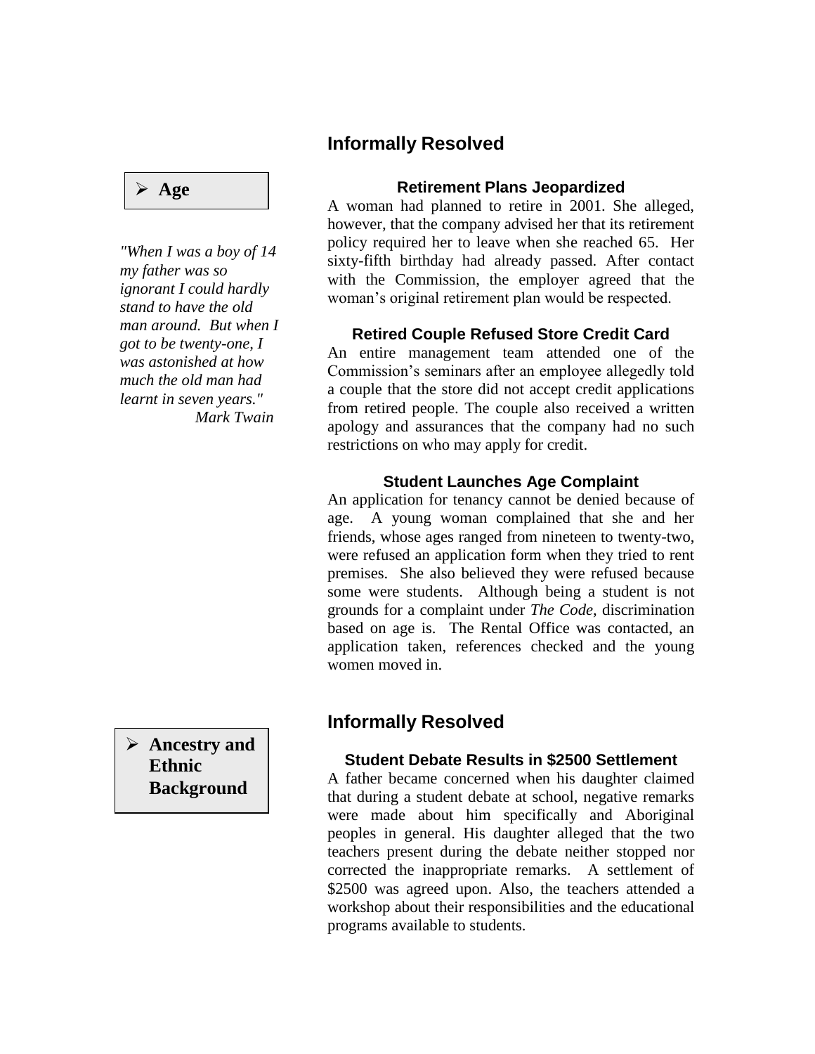## Informally Resolved

- **Age**

*"When I was a boy of 14 my father was so ignorant I could hardly stand to have the old man around. But when I got to be twenty-one, I was astonished at how much the old man had learnt in seven years."*
*Mark Twain*

### Retirement Plans Jeopardized

A woman had planned to retire in 2001. She alleged, however, that the company advised her that its retirement policy required her to leave when she reached 65. Her sixty-fifth birthday had already passed. After contact with the Commission, the employer agreed that the woman's original retirement plan would be respected.

### Retired Couple Refused Store Credit Card

An entire management team attended one of the Commission's seminars after an employee allegedly told a couple that the store did not accept credit applications from retired people. The couple also received a written apology and assurances that the company had no such restrictions on who may apply for credit.

### Student Launches Age Complaint

An application for tenancy cannot be denied because of age. A young woman complained that she and her friends, whose ages ranged from nineteen to twenty-two, were refused an application form when they tried to rent premises. She also believed they were refused because some were students. Although being a student is not grounds for a complaint under *The Code*, discrimination based on age is. The Rental Office was contacted, an application taken, references checked and the young women moved in.

## Informally Resolved

- **Ancestry and Ethnic Background**

### Student Debate Results in $2500 Settlement

A father became concerned when his daughter claimed that during a student debate at school, negative remarks were made about him specifically and Aboriginal peoples in general. His daughter alleged that the two teachers present during the debate neither stopped nor corrected the inappropriate remarks. A settlement of $2500 was agreed upon. Also, the teachers attended a workshop about their responsibilities and the educational programs available to students.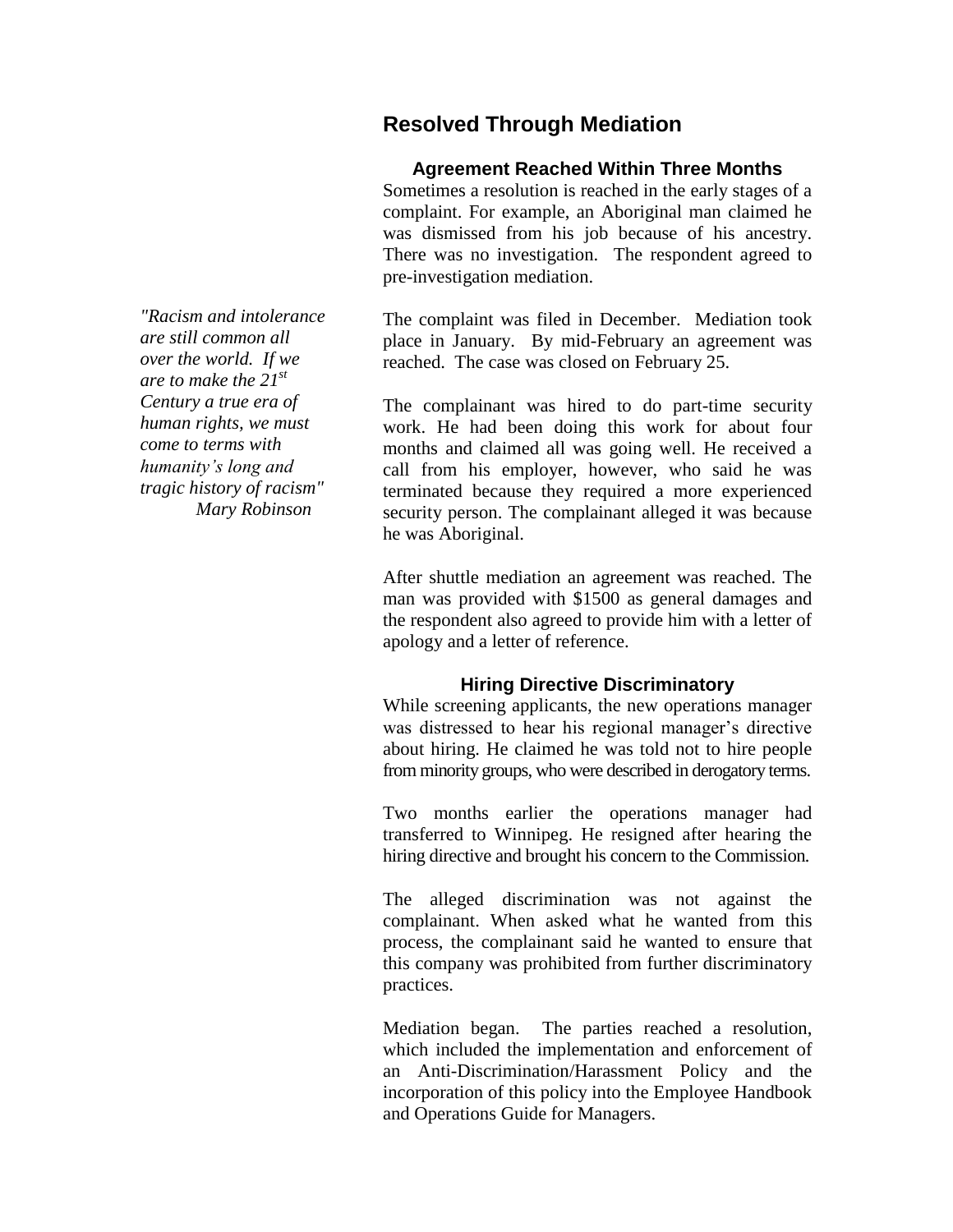## Resolved Through Mediation

### Agreement Reached Within Three Months

Sometimes a resolution is reached in the early stages of a complaint. For example, an Aboriginal man claimed he was dismissed from his job because of his ancestry. There was no investigation. The respondent agreed to pre-investigation mediation.

*"Racism and intolerance are still common all over the world. If we are to make the 21st Century a true era of human rights, we must come to terms with humanity's long and tragic history of racism"*
*Mary Robinson*

The complaint was filed in December. Mediation took place in January. By mid-February an agreement was reached. The case was closed on February 25.

The complainant was hired to do part-time security work. He had been doing this work for about four months and claimed all was going well. He received a call from his employer, however, who said he was terminated because they required a more experienced security person. The complainant alleged it was because he was Aboriginal.

After shuttle mediation an agreement was reached. The man was provided with $1500 as general damages and the respondent also agreed to provide him with a letter of apology and a letter of reference.

### Hiring Directive Discriminatory

While screening applicants, the new operations manager was distressed to hear his regional manager's directive about hiring. He claimed he was told not to hire people from minority groups, who were described in derogatory terms.

Two months earlier the operations manager had transferred to Winnipeg. He resigned after hearing the hiring directive and brought his concern to the Commission.

The alleged discrimination was not against the complainant. When asked what he wanted from this process, the complainant said he wanted to ensure that this company was prohibited from further discriminatory practices.

Mediation began. The parties reached a resolution, which included the implementation and enforcement of an Anti-Discrimination/Harassment Policy and the incorporation of this policy into the Employee Handbook and Operations Guide for Managers.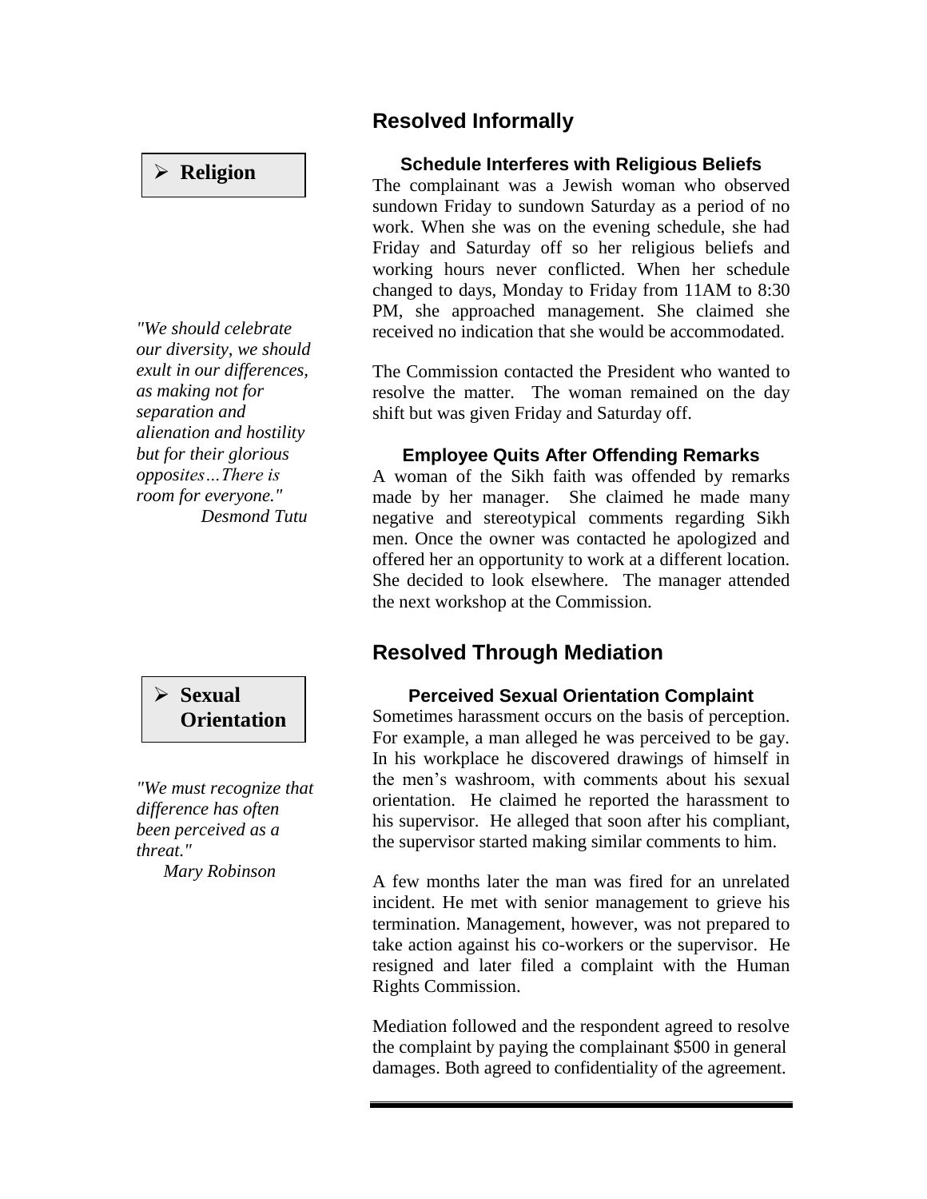## Resolved Informally

- **Religion**

*"We should celebrate our diversity, we should exult in our differences, as making not for separation and alienation and hostility but for their glorious opposites…There is room for everyone."*
*Desmond Tutu*

### Schedule Interferes with Religious Beliefs

The complainant was a Jewish woman who observed sundown Friday to sundown Saturday as a period of no work. When she was on the evening schedule, she had Friday and Saturday off so her religious beliefs and working hours never conflicted. When her schedule changed to days, Monday to Friday from 11AM to 8:30 PM, she approached management. She claimed she received no indication that she would be accommodated.

The Commission contacted the President who wanted to resolve the matter. The woman remained on the day shift but was given Friday and Saturday off.

### Employee Quits After Offending Remarks

A woman of the Sikh faith was offended by remarks made by her manager. She claimed he made many negative and stereotypical comments regarding Sikh men. Once the owner was contacted he apologized and offered her an opportunity to work at a different location. She decided to look elsewhere. The manager attended the next workshop at the Commission.

## Resolved Through Mediation

- **Sexual Orientation**

*"We must recognize that difference has often been perceived as a threat."*
*Mary Robinson*

### Perceived Sexual Orientation Complaint

Sometimes harassment occurs on the basis of perception. For example, a man alleged he was perceived to be gay. In his workplace he discovered drawings of himself in the men's washroom, with comments about his sexual orientation. He claimed he reported the harassment to his supervisor. He alleged that soon after his compliant, the supervisor started making similar comments to him.

A few months later the man was fired for an unrelated incident. He met with senior management to grieve his termination. Management, however, was not prepared to take action against his co-workers or the supervisor. He resigned and later filed a complaint with the Human Rights Commission.

Mediation followed and the respondent agreed to resolve the complaint by paying the complainant $500 in general damages. Both agreed to confidentiality of the agreement.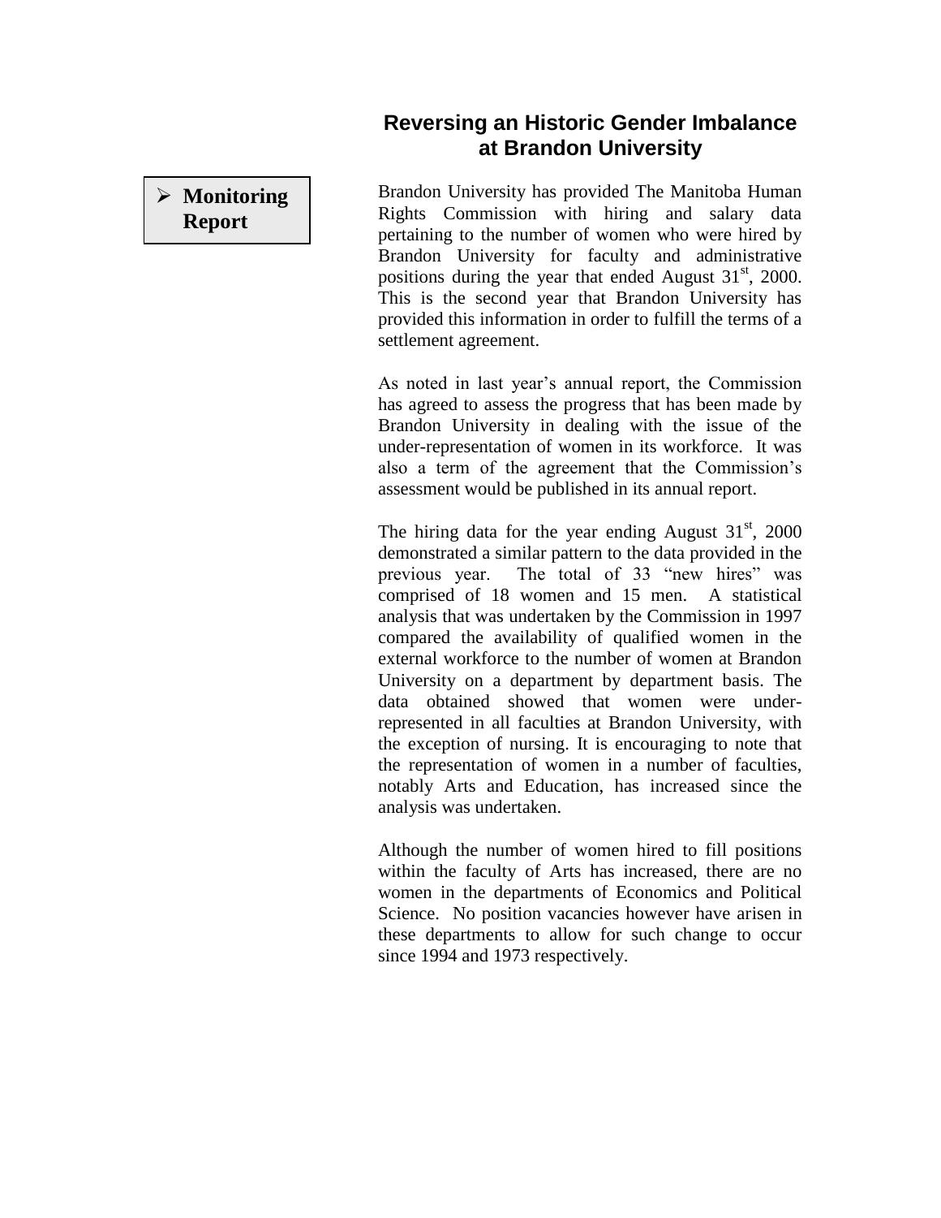## Reversing an Historic Gender Imbalance at Brandon University

- **Monitoring Report**

Brandon University has provided The Manitoba Human Rights Commission with hiring and salary data pertaining to the number of women who were hired by Brandon University for faculty and administrative positions during the year that ended August 31st, 2000. This is the second year that Brandon University has provided this information in order to fulfill the terms of a settlement agreement.

As noted in last year's annual report, the Commission has agreed to assess the progress that has been made by Brandon University in dealing with the issue of the under-representation of women in its workforce. It was also a term of the agreement that the Commission's assessment would be published in its annual report.

The hiring data for the year ending August 31st, 2000 demonstrated a similar pattern to the data provided in the previous year. The total of 33 "new hires" was comprised of 18 women and 15 men. A statistical analysis that was undertaken by the Commission in 1997 compared the availability of qualified women in the external workforce to the number of women at Brandon University on a department by department basis. The data obtained showed that women were under-represented in all faculties at Brandon University, with the exception of nursing. It is encouraging to note that the representation of women in a number of faculties, notably Arts and Education, has increased since the analysis was undertaken.

Although the number of women hired to fill positions within the faculty of Arts has increased, there are no women in the departments of Economics and Political Science. No position vacancies however have arisen in these departments to allow for such change to occur since 1994 and 1973 respectively.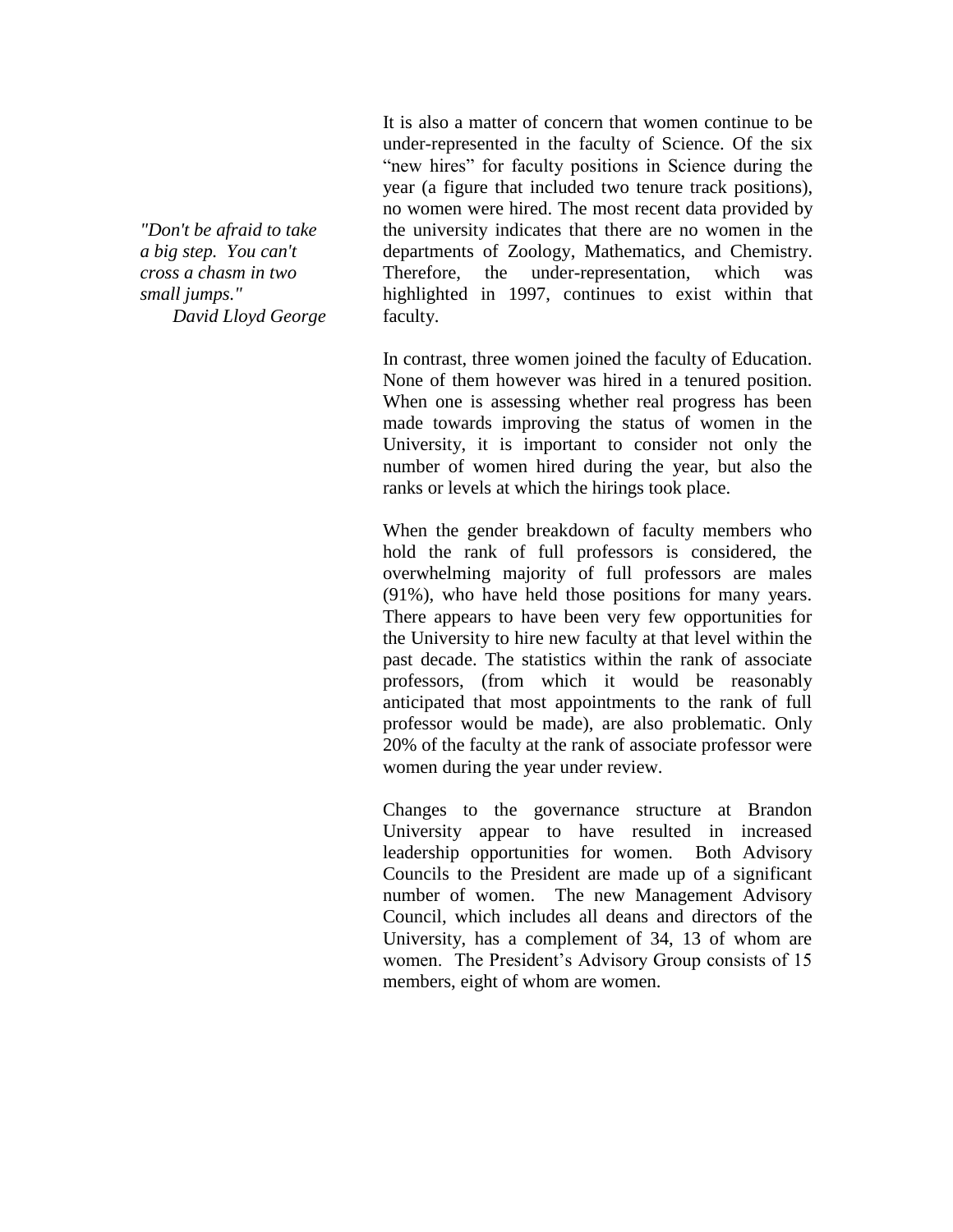*"Don't be afraid to take a big step. You can't cross a chasm in two small jumps."*
*David Lloyd George*

It is also a matter of concern that women continue to be under-represented in the faculty of Science. Of the six "new hires" for faculty positions in Science during the year (a figure that included two tenure track positions), no women were hired. The most recent data provided by the university indicates that there are no women in the departments of Zoology, Mathematics, and Chemistry. Therefore, the under-representation, which was highlighted in 1997, continues to exist within that faculty.

In contrast, three women joined the faculty of Education. None of them however was hired in a tenured position. When one is assessing whether real progress has been made towards improving the status of women in the University, it is important to consider not only the number of women hired during the year, but also the ranks or levels at which the hirings took place.

When the gender breakdown of faculty members who hold the rank of full professors is considered, the overwhelming majority of full professors are males (91%), who have held those positions for many years. There appears to have been very few opportunities for the University to hire new faculty at that level within the past decade. The statistics within the rank of associate professors, (from which it would be reasonably anticipated that most appointments to the rank of full professor would be made), are also problematic. Only 20% of the faculty at the rank of associate professor were women during the year under review.

Changes to the governance structure at Brandon University appear to have resulted in increased leadership opportunities for women. Both Advisory Councils to the President are made up of a significant number of women. The new Management Advisory Council, which includes all deans and directors of the University, has a complement of 34, 13 of whom are women. The President's Advisory Group consists of 15 members, eight of whom are women.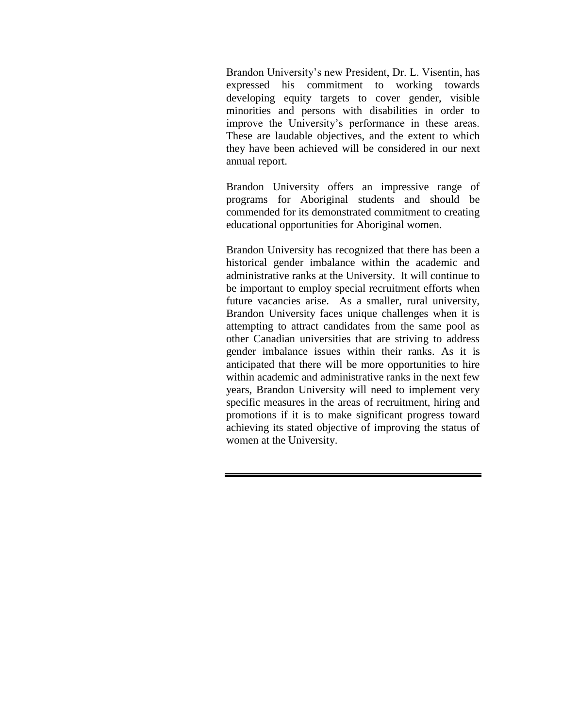Brandon University's new President, Dr. L. Visentin, has expressed his commitment to working towards developing equity targets to cover gender, visible minorities and persons with disabilities in order to improve the University's performance in these areas. These are laudable objectives, and the extent to which they have been achieved will be considered in our next annual report.

Brandon University offers an impressive range of programs for Aboriginal students and should be commended for its demonstrated commitment to creating educational opportunities for Aboriginal women.

Brandon University has recognized that there has been a historical gender imbalance within the academic and administrative ranks at the University. It will continue to be important to employ special recruitment efforts when future vacancies arise. As a smaller, rural university, Brandon University faces unique challenges when it is attempting to attract candidates from the same pool as other Canadian universities that are striving to address gender imbalance issues within their ranks. As it is anticipated that there will be more opportunities to hire within academic and administrative ranks in the next few years, Brandon University will need to implement very specific measures in the areas of recruitment, hiring and promotions if it is to make significant progress toward achieving its stated objective of improving the status of women at the University.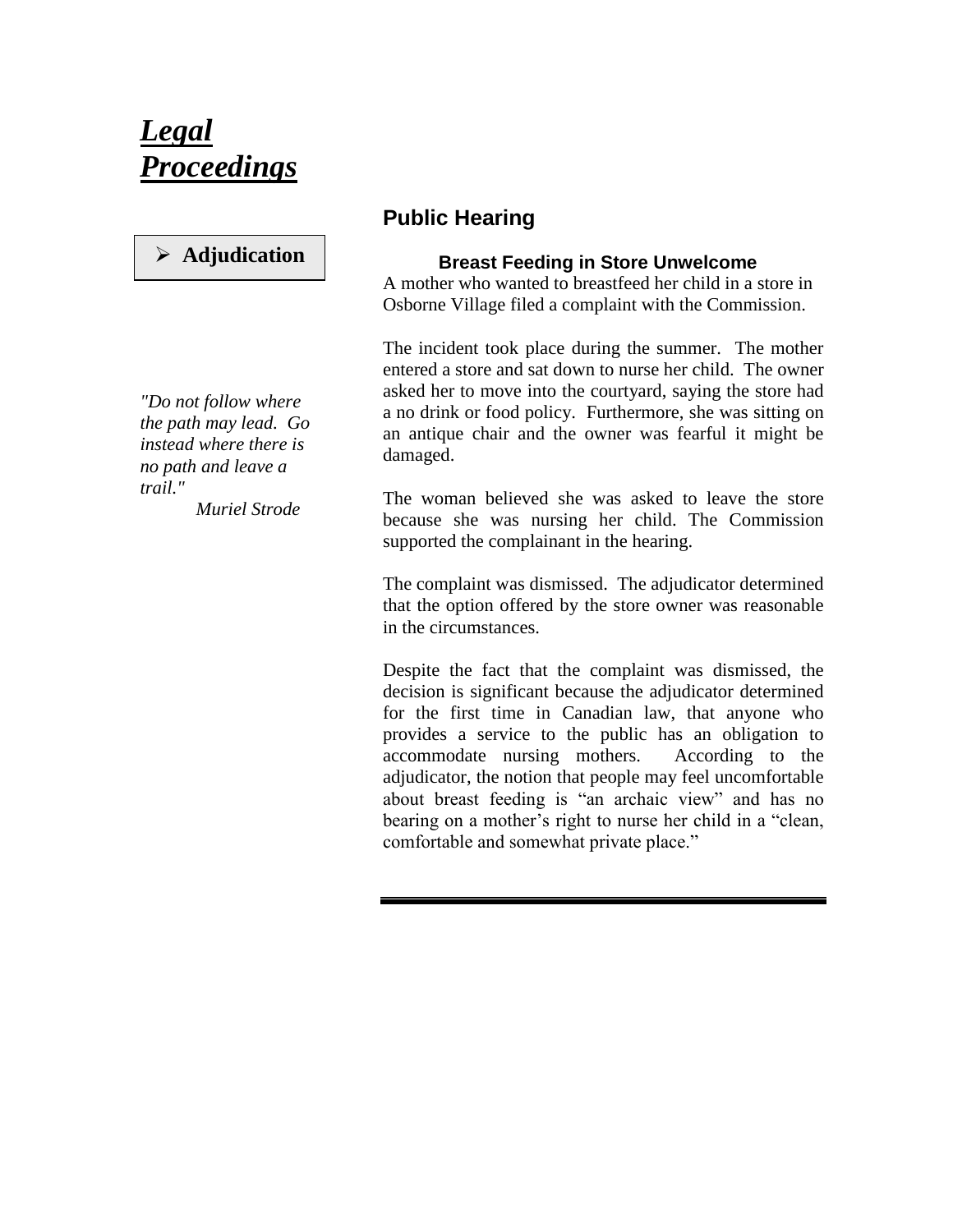# ***Legal Proceedings***

- **Adjudication**

*"Do not follow where the path may lead. Go instead where there is no path and leave a trail."*
*Muriel Strode*

## Public Hearing

### Breast Feeding in Store Unwelcome

A mother who wanted to breastfeed her child in a store in Osborne Village filed a complaint with the Commission.

The incident took place during the summer. The mother entered a store and sat down to nurse her child. The owner asked her to move into the courtyard, saying the store had a no drink or food policy. Furthermore, she was sitting on an antique chair and the owner was fearful it might be damaged.

The woman believed she was asked to leave the store because she was nursing her child. The Commission supported the complainant in the hearing.

The complaint was dismissed. The adjudicator determined that the option offered by the store owner was reasonable in the circumstances.

Despite the fact that the complaint was dismissed, the decision is significant because the adjudicator determined for the first time in Canadian law, that anyone who provides a service to the public has an obligation to accommodate nursing mothers. According to the adjudicator, the notion that people may feel uncomfortable about breast feeding is "an archaic view" and has no bearing on a mother's right to nurse her child in a "clean, comfortable and somewhat private place."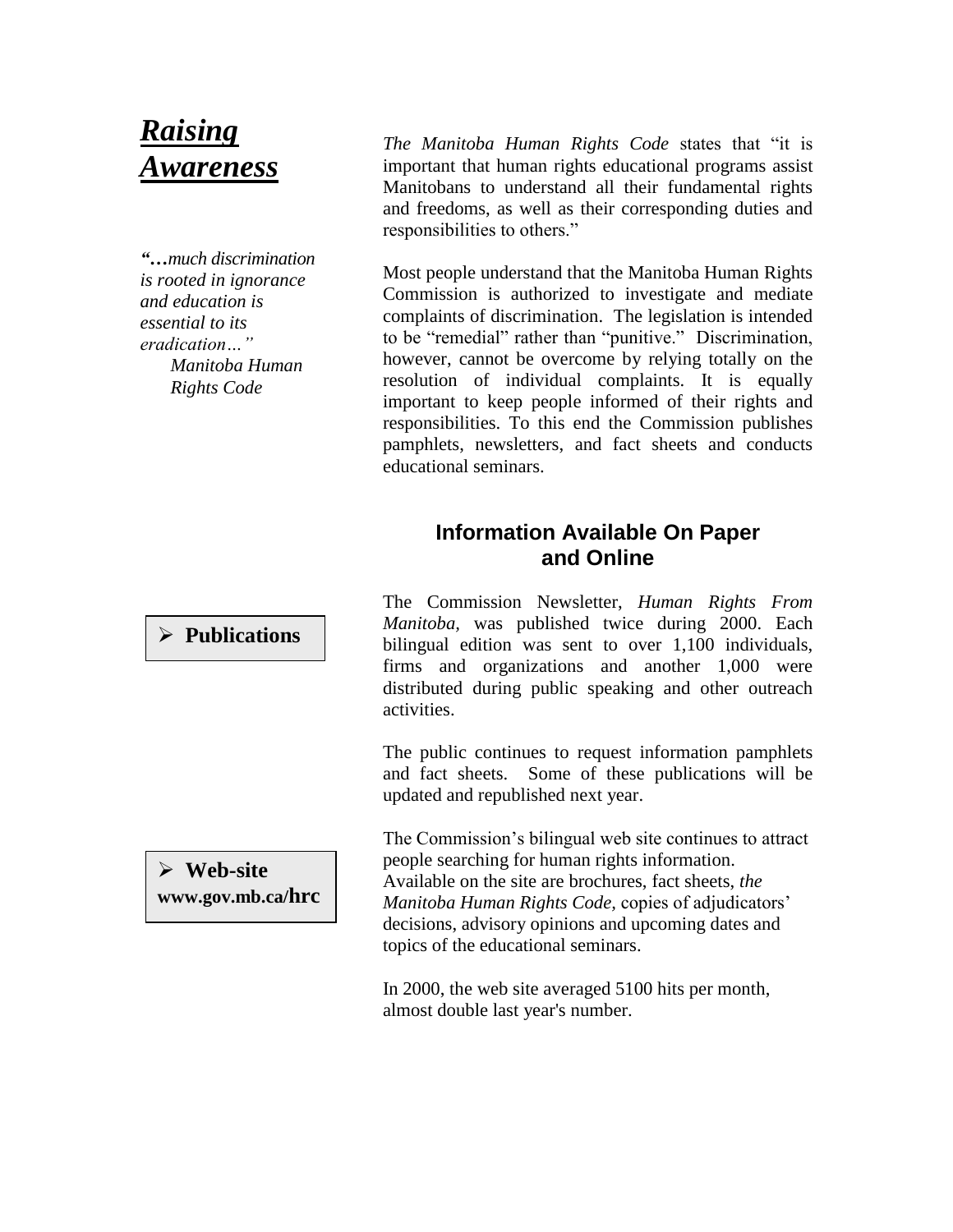# ***Raising Awareness***

***"…****much discrimination is rooted in ignorance and education is essential to its eradication…"*
*Manitoba Human Rights Code*

*The Manitoba Human Rights Code* states that "it is important that human rights educational programs assist Manitobans to understand all their fundamental rights and freedoms, as well as their corresponding duties and responsibilities to others."

Most people understand that the Manitoba Human Rights Commission is authorized to investigate and mediate complaints of discrimination. The legislation is intended to be "remedial" rather than "punitive." Discrimination, however, cannot be overcome by relying totally on the resolution of individual complaints. It is equally important to keep people informed of their rights and responsibilities. To this end the Commission publishes pamphlets, newsletters, and fact sheets and conducts educational seminars.

## Information Available On Paper and Online

- **Publications**

The Commission Newsletter, *Human Rights From Manitoba,* was published twice during 2000. Each bilingual edition was sent to over 1,100 individuals, firms and organizations and another 1,000 were distributed during public speaking and other outreach activities.

The public continues to request information pamphlets and fact sheets. Some of these publications will be updated and republished next year.

- **Web-site**
  **www.gov.mb.ca/hrc**

The Commission's bilingual web site continues to attract people searching for human rights information. Available on the site are brochures, fact sheets, *the Manitoba Human Rights Code,* copies of adjudicators' decisions, advisory opinions and upcoming dates and topics of the educational seminars.

In 2000, the web site averaged 5100 hits per month, almost double last year's number.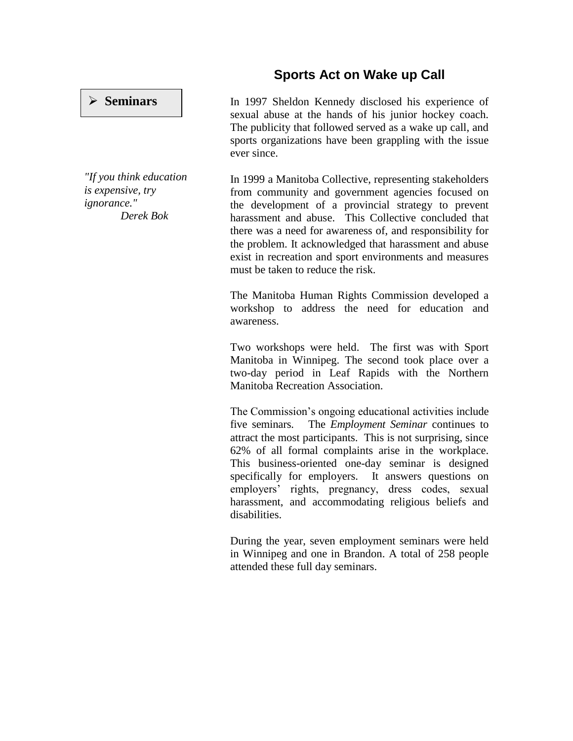## Sports Act on Wake up Call

In 1997 Sheldon Kennedy disclosed his experience of sexual abuse at the hands of his junior hockey coach. The publicity that followed served as a wake up call, and sports organizations have been grappling with the issue ever since.

In 1999 a Manitoba Collective, representing stakeholders from community and government agencies focused on the development of a provincial strategy to prevent harassment and abuse. This Collective concluded that there was a need for awareness of, and responsibility for the problem. It acknowledged that harassment and abuse exist in recreation and sport environments and measures must be taken to reduce the risk.

The Manitoba Human Rights Commission developed a workshop to address the need for education and awareness.

Two workshops were held. The first was with Sport Manitoba in Winnipeg. The second took place over a two-day period in Leaf Rapids with the Northern Manitoba Recreation Association.

### ➢ Seminars

*"If you think education is expensive, try ignorance."*
*Derek Bok*

The Commission's ongoing educational activities include five seminars. The *Employment Seminar* continues to attract the most participants. This is not surprising, since 62% of all formal complaints arise in the workplace. This business-oriented one-day seminar is designed specifically for employers. It answers questions on employers' rights, pregnancy, dress codes, sexual harassment, and accommodating religious beliefs and disabilities.

During the year, seven employment seminars were held in Winnipeg and one in Brandon. A total of 258 people attended these full day seminars.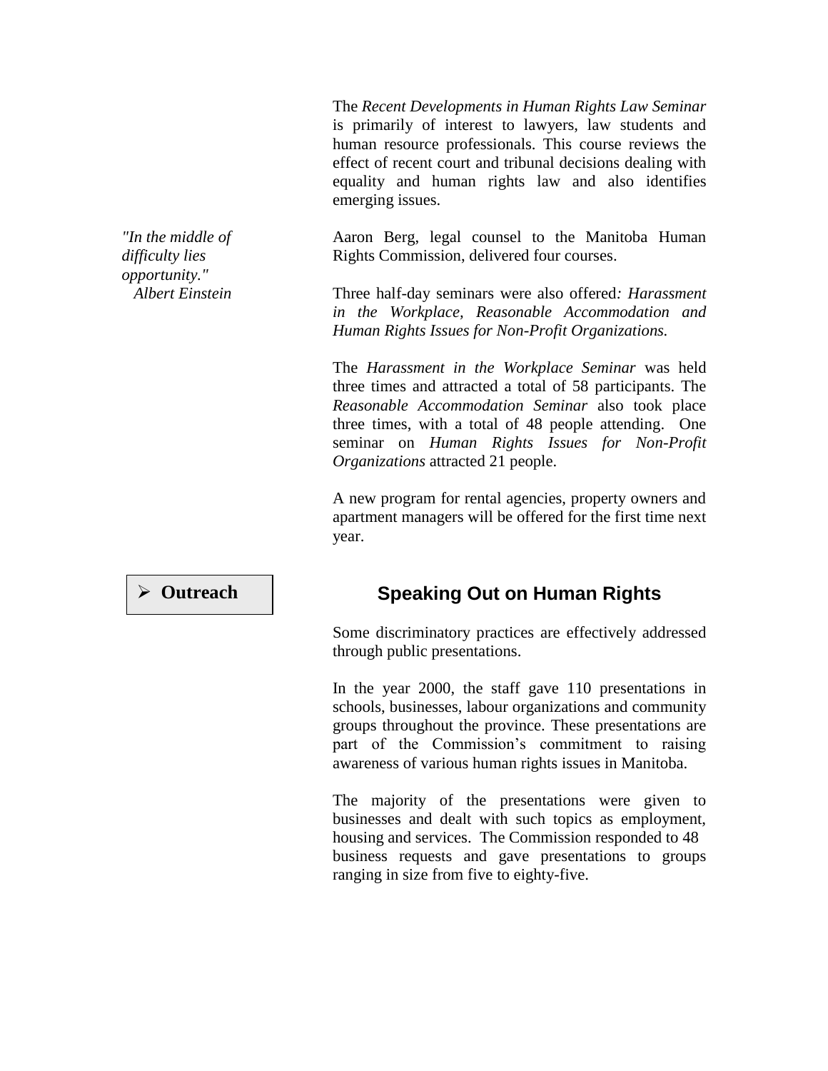The *Recent Developments in Human Rights Law Seminar* is primarily of interest to lawyers, law students and human resource professionals. This course reviews the effect of recent court and tribunal decisions dealing with equality and human rights law and also identifies emerging issues.

*"In the middle of difficulty lies opportunity."*
*Albert Einstein*

Aaron Berg, legal counsel to the Manitoba Human Rights Commission, delivered four courses.

Three half-day seminars were also offered: *Harassment in the Workplace, Reasonable Accommodation and Human Rights Issues for Non-Profit Organizations.*

The *Harassment in the Workplace Seminar* was held three times and attracted a total of 58 participants. The *Reasonable Accommodation Seminar* also took place three times, with a total of 48 people attending. One seminar on *Human Rights Issues for Non-Profit Organizations* attracted 21 people.

A new program for rental agencies, property owners and apartment managers will be offered for the first time next year.

- **Outreach**

## Speaking Out on Human Rights

Some discriminatory practices are effectively addressed through public presentations.

In the year 2000, the staff gave 110 presentations in schools, businesses, labour organizations and community groups throughout the province. These presentations are part of the Commission's commitment to raising awareness of various human rights issues in Manitoba.

The majority of the presentations were given to businesses and dealt with such topics as employment, housing and services. The Commission responded to 48 business requests and gave presentations to groups ranging in size from five to eighty-five.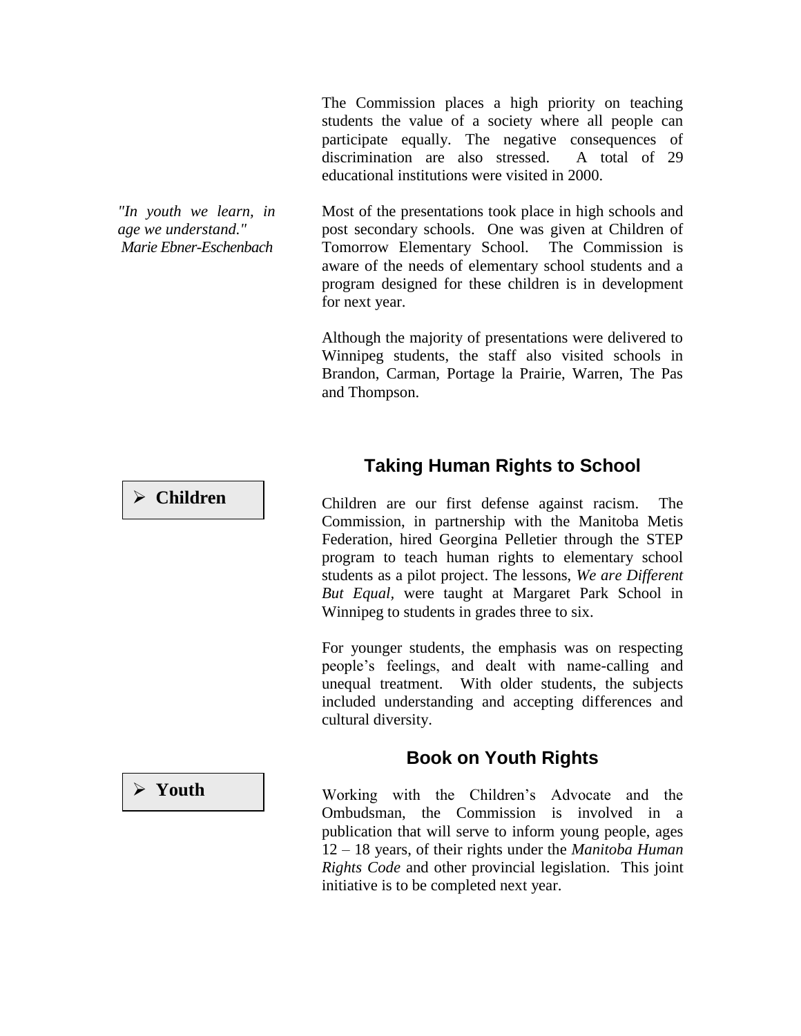The Commission places a high priority on teaching students the value of a society where all people can participate equally. The negative consequences of discrimination are also stressed. A total of 29 educational institutions were visited in 2000.

*"In youth we learn, in age we understand."*
*Marie Ebner-Eschenbach*

Most of the presentations took place in high schools and post secondary schools. One was given at Children of Tomorrow Elementary School. The Commission is aware of the needs of elementary school students and a program designed for these children is in development for next year.

Although the majority of presentations were delivered to Winnipeg students, the staff also visited schools in Brandon, Carman, Portage la Prairie, Warren, The Pas and Thompson.

## Taking Human Rights to School

- **Children**

Children are our first defense against racism. The Commission, in partnership with the Manitoba Metis Federation, hired Georgina Pelletier through the STEP program to teach human rights to elementary school students as a pilot project. The lessons, *We are Different But Equal,* were taught at Margaret Park School in Winnipeg to students in grades three to six.

For younger students, the emphasis was on respecting people's feelings, and dealt with name-calling and unequal treatment. With older students, the subjects included understanding and accepting differences and cultural diversity.

## Book on Youth Rights

- **Youth**

Working with the Children's Advocate and the Ombudsman, the Commission is involved in a publication that will serve to inform young people, ages 12 – 18 years, of their rights under the *Manitoba Human Rights Code* and other provincial legislation. This joint initiative is to be completed next year.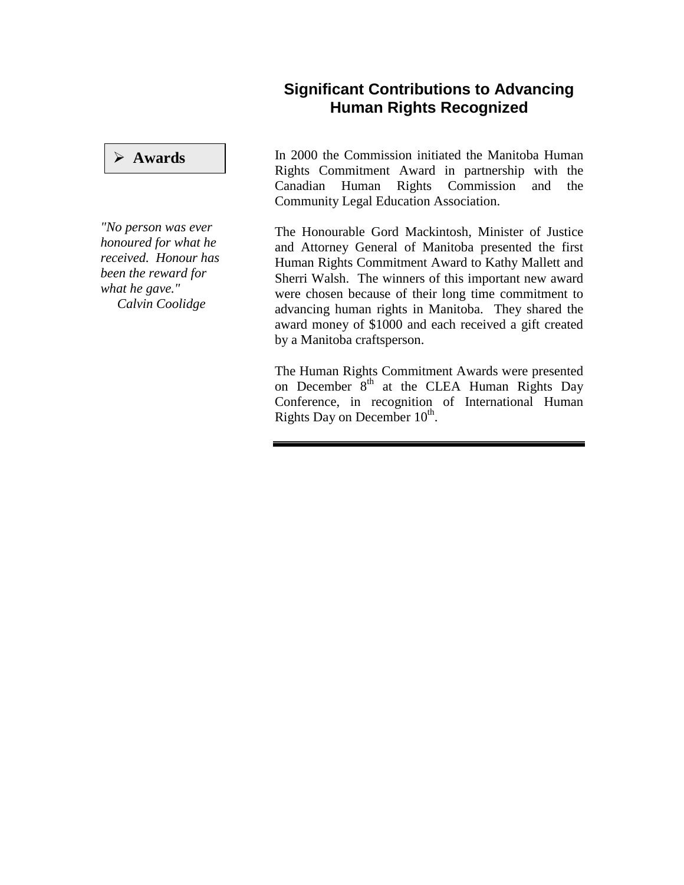## Significant Contributions to Advancing Human Rights Recognized

- **Awards**

*"No person was ever honoured for what he received. Honour has been the reward for what he gave."*
*Calvin Coolidge*

In 2000 the Commission initiated the Manitoba Human Rights Commitment Award in partnership with the Canadian Human Rights Commission and the Community Legal Education Association.

The Honourable Gord Mackintosh, Minister of Justice and Attorney General of Manitoba presented the first Human Rights Commitment Award to Kathy Mallett and Sherri Walsh. The winners of this important new award were chosen because of their long time commitment to advancing human rights in Manitoba. They shared the award money of $1000 and each received a gift created by a Manitoba craftsperson.

The Human Rights Commitment Awards were presented on December 8th at the CLEA Human Rights Day Conference, in recognition of International Human Rights Day on December 10th.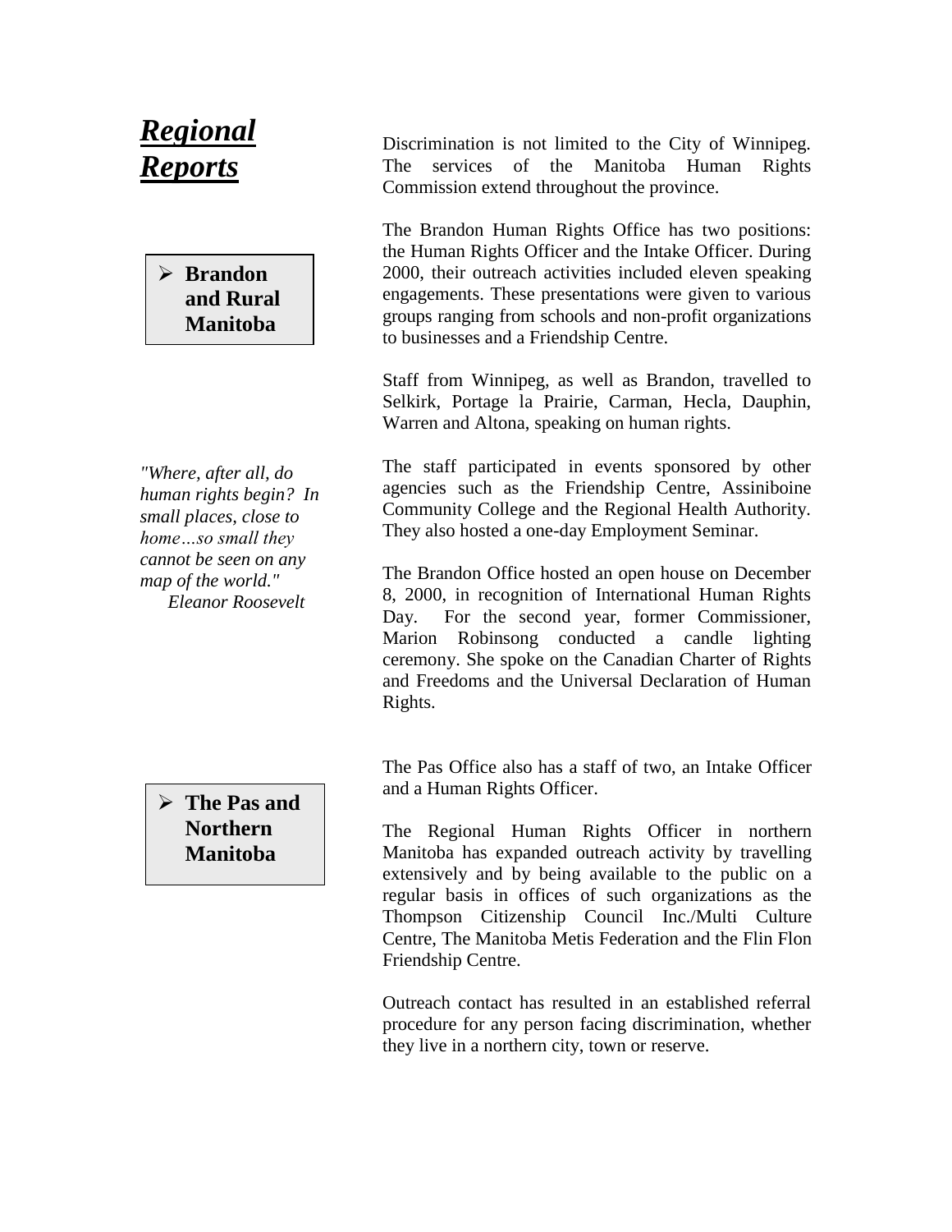# ***Regional Reports***

Discrimination is not limited to the City of Winnipeg. The services of the Manitoba Human Rights Commission extend throughout the province.

## Brandon and Rural Manitoba

The Brandon Human Rights Office has two positions: the Human Rights Officer and the Intake Officer. During 2000, their outreach activities included eleven speaking engagements. These presentations were given to various groups ranging from schools and non-profit organizations to businesses and a Friendship Centre.

Staff from Winnipeg, as well as Brandon, travelled to Selkirk, Portage la Prairie, Carman, Hecla, Dauphin, Warren and Altona, speaking on human rights.

*"Where, after all, do human rights begin? In small places, close to home…so small they cannot be seen on any map of the world."*
*Eleanor Roosevelt*

The staff participated in events sponsored by other agencies such as the Friendship Centre, Assiniboine Community College and the Regional Health Authority. They also hosted a one-day Employment Seminar.

The Brandon Office hosted an open house on December 8, 2000, in recognition of International Human Rights Day. For the second year, former Commissioner, Marion Robinsong conducted a candle lighting ceremony. She spoke on the Canadian Charter of Rights and Freedoms and the Universal Declaration of Human Rights.

## The Pas and Northern Manitoba

The Pas Office also has a staff of two, an Intake Officer and a Human Rights Officer.

The Regional Human Rights Officer in northern Manitoba has expanded outreach activity by travelling extensively and by being available to the public on a regular basis in offices of such organizations as the Thompson Citizenship Council Inc./Multi Culture Centre, The Manitoba Metis Federation and the Flin Flon Friendship Centre.

Outreach contact has resulted in an established referral procedure for any person facing discrimination, whether they live in a northern city, town or reserve.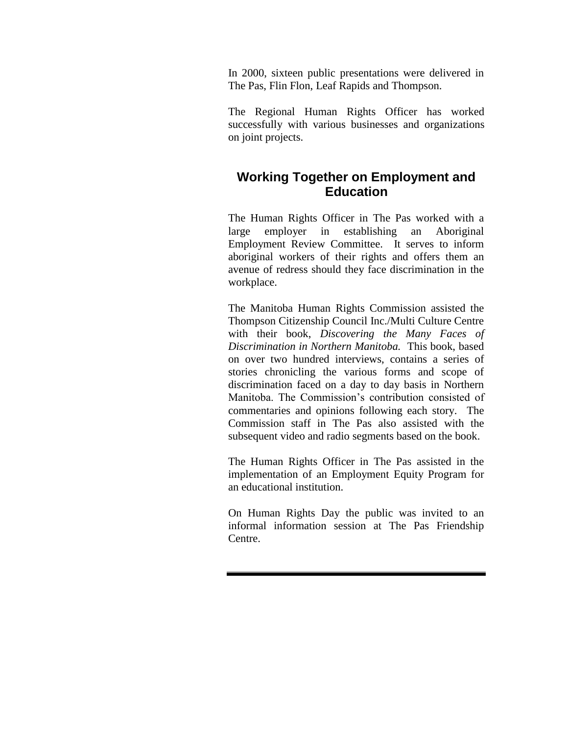In 2000, sixteen public presentations were delivered in The Pas, Flin Flon, Leaf Rapids and Thompson.

The Regional Human Rights Officer has worked successfully with various businesses and organizations on joint projects.

## Working Together on Employment and Education

The Human Rights Officer in The Pas worked with a large employer in establishing an Aboriginal Employment Review Committee. It serves to inform aboriginal workers of their rights and offers them an avenue of redress should they face discrimination in the workplace.

The Manitoba Human Rights Commission assisted the Thompson Citizenship Council Inc./Multi Culture Centre with their book, *Discovering the Many Faces of Discrimination in Northern Manitoba.* This book, based on over two hundred interviews, contains a series of stories chronicling the various forms and scope of discrimination faced on a day to day basis in Northern Manitoba. The Commission's contribution consisted of commentaries and opinions following each story. The Commission staff in The Pas also assisted with the subsequent video and radio segments based on the book.

The Human Rights Officer in The Pas assisted in the implementation of an Employment Equity Program for an educational institution.

On Human Rights Day the public was invited to an informal information session at The Pas Friendship Centre.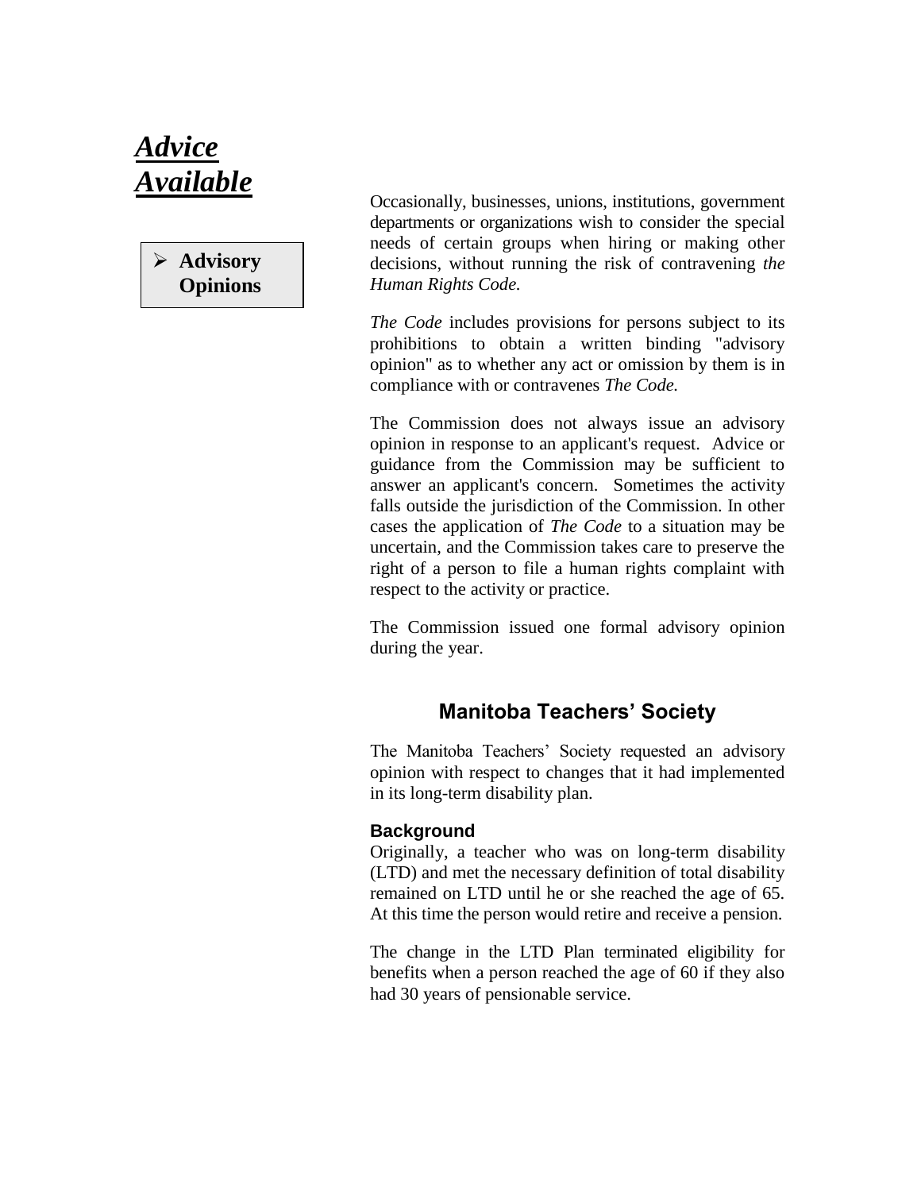# ***Advice Available***

- **Advisory Opinions**

Occasionally, businesses, unions, institutions, government departments or organizations wish to consider the special needs of certain groups when hiring or making other decisions, without running the risk of contravening *the Human Rights Code.*

*The Code* includes provisions for persons subject to its prohibitions to obtain a written binding "advisory opinion" as to whether any act or omission by them is in compliance with or contravenes *The Code.*

The Commission does not always issue an advisory opinion in response to an applicant's request. Advice or guidance from the Commission may be sufficient to answer an applicant's concern. Sometimes the activity falls outside the jurisdiction of the Commission. In other cases the application of *The Code* to a situation may be uncertain, and the Commission takes care to preserve the right of a person to file a human rights complaint with respect to the activity or practice.

The Commission issued one formal advisory opinion during the year.

## Manitoba Teachers' Society

The Manitoba Teachers' Society requested an advisory opinion with respect to changes that it had implemented in its long-term disability plan.

### Background

Originally, a teacher who was on long-term disability (LTD) and met the necessary definition of total disability remained on LTD until he or she reached the age of 65. At this time the person would retire and receive a pension.

The change in the LTD Plan terminated eligibility for benefits when a person reached the age of 60 if they also had 30 years of pensionable service.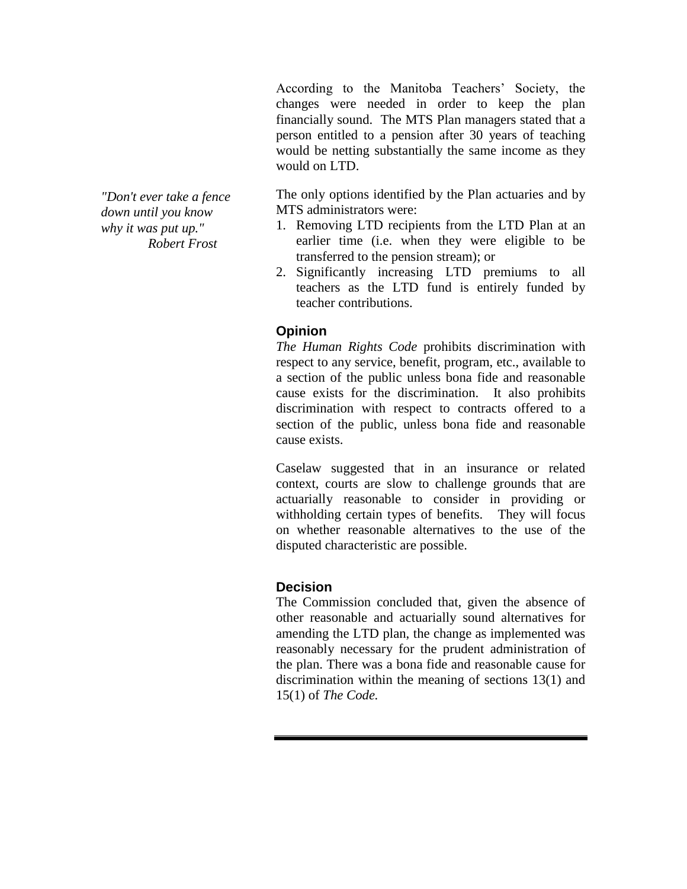According to the Manitoba Teachers' Society, the changes were needed in order to keep the plan financially sound. The MTS Plan managers stated that a person entitled to a pension after 30 years of teaching would be netting substantially the same income as they would on LTD.

*"Don't ever take a fence down until you know why it was put up."*
*Robert Frost*

The only options identified by the Plan actuaries and by MTS administrators were:

1. Removing LTD recipients from the LTD Plan at an earlier time (i.e. when they were eligible to be transferred to the pension stream); or
2. Significantly increasing LTD premiums to all teachers as the LTD fund is entirely funded by teacher contributions.

### Opinion

*The Human Rights Code* prohibits discrimination with respect to any service, benefit, program, etc., available to a section of the public unless bona fide and reasonable cause exists for the discrimination. It also prohibits discrimination with respect to contracts offered to a section of the public, unless bona fide and reasonable cause exists.

Caselaw suggested that in an insurance or related context, courts are slow to challenge grounds that are actuarially reasonable to consider in providing or withholding certain types of benefits. They will focus on whether reasonable alternatives to the use of the disputed characteristic are possible.

### Decision

The Commission concluded that, given the absence of other reasonable and actuarially sound alternatives for amending the LTD plan, the change as implemented was reasonably necessary for the prudent administration of the plan. There was a bona fide and reasonable cause for discrimination within the meaning of sections 13(1) and 15(1) of *The Code.*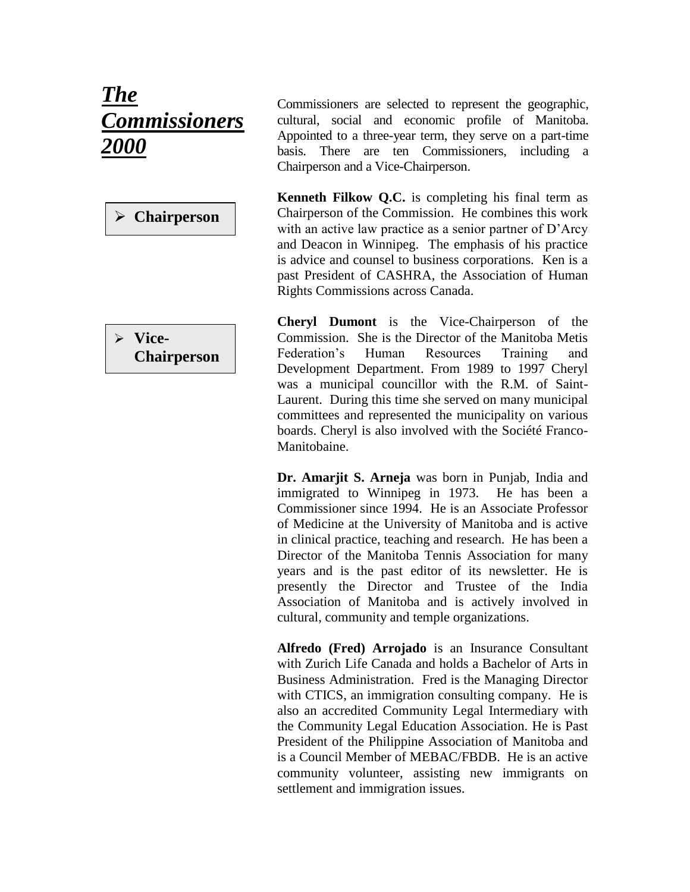# ***The Commissioners 2000***

Commissioners are selected to represent the geographic, cultural, social and economic profile of Manitoba. Appointed to a three-year term, they serve on a part-time basis. There are ten Commissioners, including a Chairperson and a Vice-Chairperson.

- **Chairperson**

**Kenneth Filkow Q.C.** is completing his final term as Chairperson of the Commission. He combines this work with an active law practice as a senior partner of D'Arcy and Deacon in Winnipeg. The emphasis of his practice is advice and counsel to business corporations. Ken is a past President of CASHRA, the Association of Human Rights Commissions across Canada.

- **Vice-Chairperson**

**Cheryl Dumont** is the Vice-Chairperson of the Commission. She is the Director of the Manitoba Metis Federation's Human Resources Training and Development Department. From 1989 to 1997 Cheryl was a municipal councillor with the R.M. of Saint-Laurent. During this time she served on many municipal committees and represented the municipality on various boards. Cheryl is also involved with the Société Franco-Manitobaine.

**Dr. Amarjit S. Arneja** was born in Punjab, India and immigrated to Winnipeg in 1973. He has been a Commissioner since 1994. He is an Associate Professor of Medicine at the University of Manitoba and is active in clinical practice, teaching and research. He has been a Director of the Manitoba Tennis Association for many years and is the past editor of its newsletter. He is presently the Director and Trustee of the India Association of Manitoba and is actively involved in cultural, community and temple organizations.

**Alfredo (Fred) Arrojado** is an Insurance Consultant with Zurich Life Canada and holds a Bachelor of Arts in Business Administration. Fred is the Managing Director with CTICS, an immigration consulting company. He is also an accredited Community Legal Intermediary with the Community Legal Education Association. He is Past President of the Philippine Association of Manitoba and is a Council Member of MEBAC/FBDB. He is an active community volunteer, assisting new immigrants on settlement and immigration issues.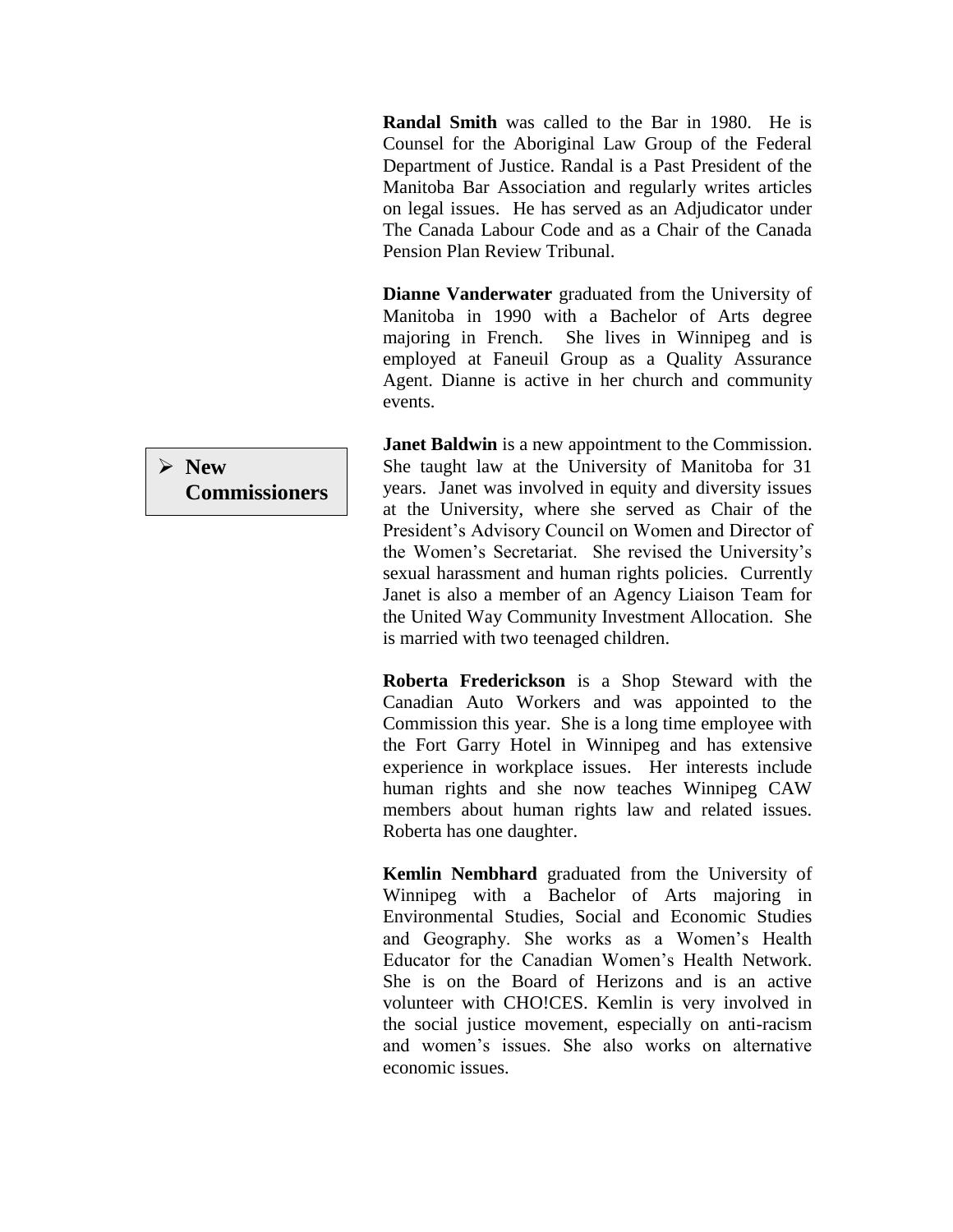**Randal Smith** was called to the Bar in 1980. He is Counsel for the Aboriginal Law Group of the Federal Department of Justice. Randal is a Past President of the Manitoba Bar Association and regularly writes articles on legal issues. He has served as an Adjudicator under The Canada Labour Code and as a Chair of the Canada Pension Plan Review Tribunal.

**Dianne Vanderwater** graduated from the University of Manitoba in 1990 with a Bachelor of Arts degree majoring in French. She lives in Winnipeg and is employed at Faneuil Group as a Quality Assurance Agent. Dianne is active in her church and community events.

- **New Commissioners**

**Janet Baldwin** is a new appointment to the Commission. She taught law at the University of Manitoba for 31 years. Janet was involved in equity and diversity issues at the University, where she served as Chair of the President's Advisory Council on Women and Director of the Women's Secretariat. She revised the University's sexual harassment and human rights policies. Currently Janet is also a member of an Agency Liaison Team for the United Way Community Investment Allocation. She is married with two teenaged children.

**Roberta Frederickson** is a Shop Steward with the Canadian Auto Workers and was appointed to the Commission this year. She is a long time employee with the Fort Garry Hotel in Winnipeg and has extensive experience in workplace issues. Her interests include human rights and she now teaches Winnipeg CAW members about human rights law and related issues. Roberta has one daughter.

**Kemlin Nembhard** graduated from the University of Winnipeg with a Bachelor of Arts majoring in Environmental Studies, Social and Economic Studies and Geography. She works as a Women's Health Educator for the Canadian Women's Health Network. She is on the Board of Herizons and is an active volunteer with CHO!CES. Kemlin is very involved in the social justice movement, especially on anti-racism and women's issues. She also works on alternative economic issues.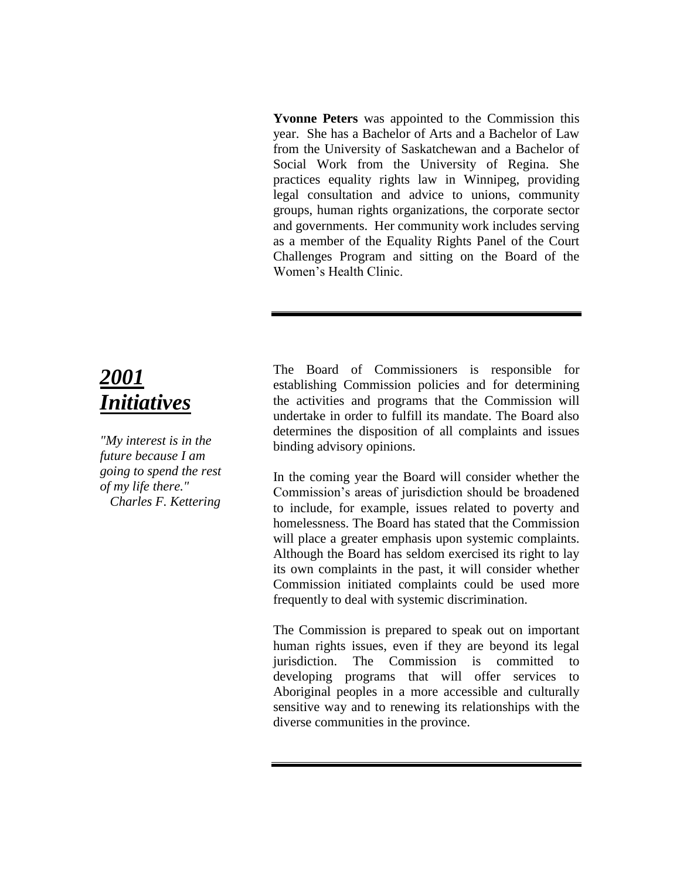**Yvonne Peters** was appointed to the Commission this year. She has a Bachelor of Arts and a Bachelor of Law from the University of Saskatchewan and a Bachelor of Social Work from the University of Regina. She practices equality rights law in Winnipeg, providing legal consultation and advice to unions, community groups, human rights organizations, the corporate sector and governments. Her community work includes serving as a member of the Equality Rights Panel of the Court Challenges Program and sitting on the Board of the Women's Health Clinic.

---

## ***2001 Initiatives***

*"My interest is in the future because I am going to spend the rest of my life there."*
*Charles F. Kettering*

The Board of Commissioners is responsible for establishing Commission policies and for determining the activities and programs that the Commission will undertake in order to fulfill its mandate. The Board also determines the disposition of all complaints and issues binding advisory opinions.

In the coming year the Board will consider whether the Commission's areas of jurisdiction should be broadened to include, for example, issues related to poverty and homelessness. The Board has stated that the Commission will place a greater emphasis upon systemic complaints. Although the Board has seldom exercised its right to lay its own complaints in the past, it will consider whether Commission initiated complaints could be used more frequently to deal with systemic discrimination.

The Commission is prepared to speak out on important human rights issues, even if they are beyond its legal jurisdiction. The Commission is committed to developing programs that will offer services to Aboriginal peoples in a more accessible and culturally sensitive way and to renewing its relationships with the diverse communities in the province.

---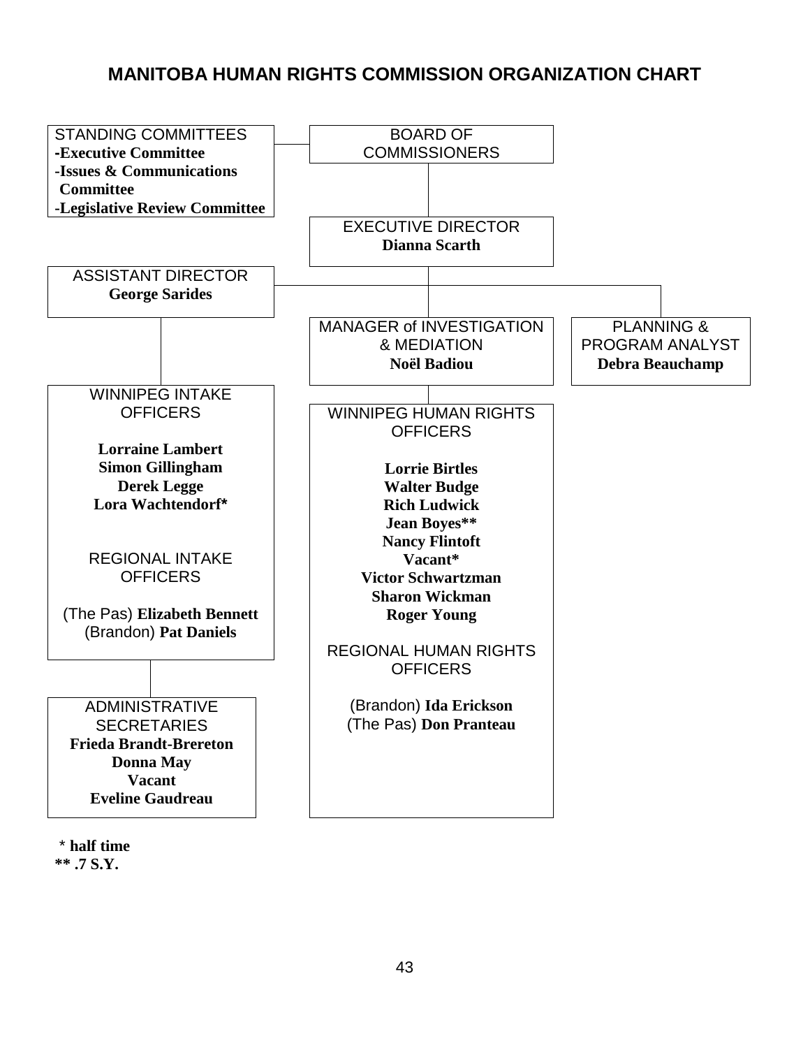# MANITOBA HUMAN RIGHTS COMMISSION ORGANIZATION CHART

**STANDING COMMITTEES**
- **Executive Committee**
- **Issues & Communications Committee**
- **Legislative Review Committee**

**BOARD OF COMMISSIONERS**

**EXECUTIVE DIRECTOR**
**Dianna Scarth**

**ASSISTANT DIRECTOR**
**George Sarides**

**MANAGER of INVESTIGATION & MEDIATION**
**Noël Badiou**

**PLANNING & PROGRAM ANALYST**
**Debra Beauchamp**

**WINNIPEG INTAKE OFFICERS**

**Lorraine Lambert**
**Simon Gillingham**
**Derek Legge**
**Lora Wachtendorf***

**REGIONAL INTAKE OFFICERS**

(The Pas) **Elizabeth Bennett**
(Brandon) **Pat Daniels**

**WINNIPEG HUMAN RIGHTS OFFICERS**

**Lorrie Birtles**
**Walter Budge**
**Rich Ludwick**
**Jean Boyes****
**Nancy Flintoft**
**Vacant***
**Victor Schwartzman**
**Sharon Wickman**
**Roger Young**

**REGIONAL HUMAN RIGHTS OFFICERS**

(Brandon) **Ida Erickson**
(The Pas) **Don Pranteau**

**ADMINISTRATIVE SECRETARIES**
**Frieda Brandt-Brereton**
**Donna May**
**Vacant**
**Eveline Gaudreau**

\* **half time**
\*\* **.7 S.Y.**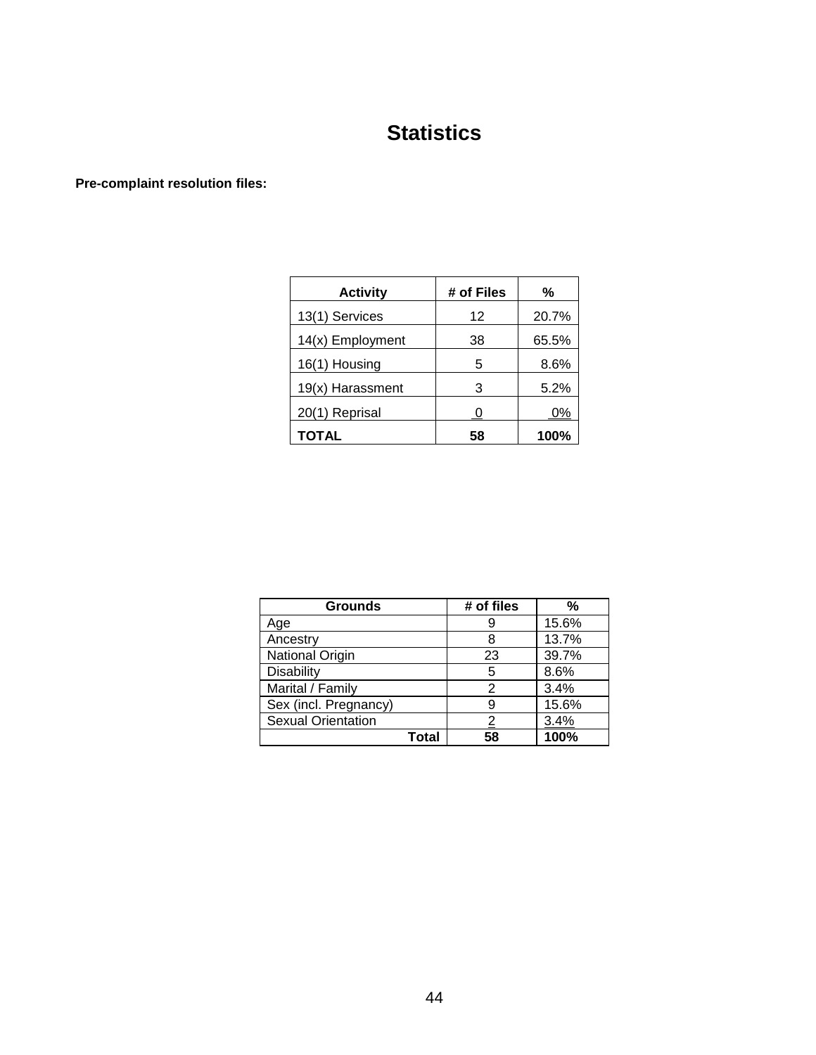# Statistics

**Pre-complaint resolution files:**

| Activity | # of Files | % |
|---|---|---|
| 13(1) Services | 12 | 20.7% |
| 14(x) Employment | 38 | 65.5% |
| 16(1) Housing | 5 | 8.6% |
| 19(x) Harassment | 3 | 5.2% |
| 20(1) Reprisal | 0 | 0% |
| **TOTAL** | **58** | **100%** |

| Grounds | # of files | % |
|---|---|---|
| Age | 9 | 15.6% |
| Ancestry | 8 | 13.7% |
| National Origin | 23 | 39.7% |
| Disability | 5 | 8.6% |
| Marital / Family | 2 | 3.4% |
| Sex (incl. Pregnancy) | 9 | 15.6% |
| Sexual Orientation | 2 | 3.4% |
| **Total** | **58** | **100%** |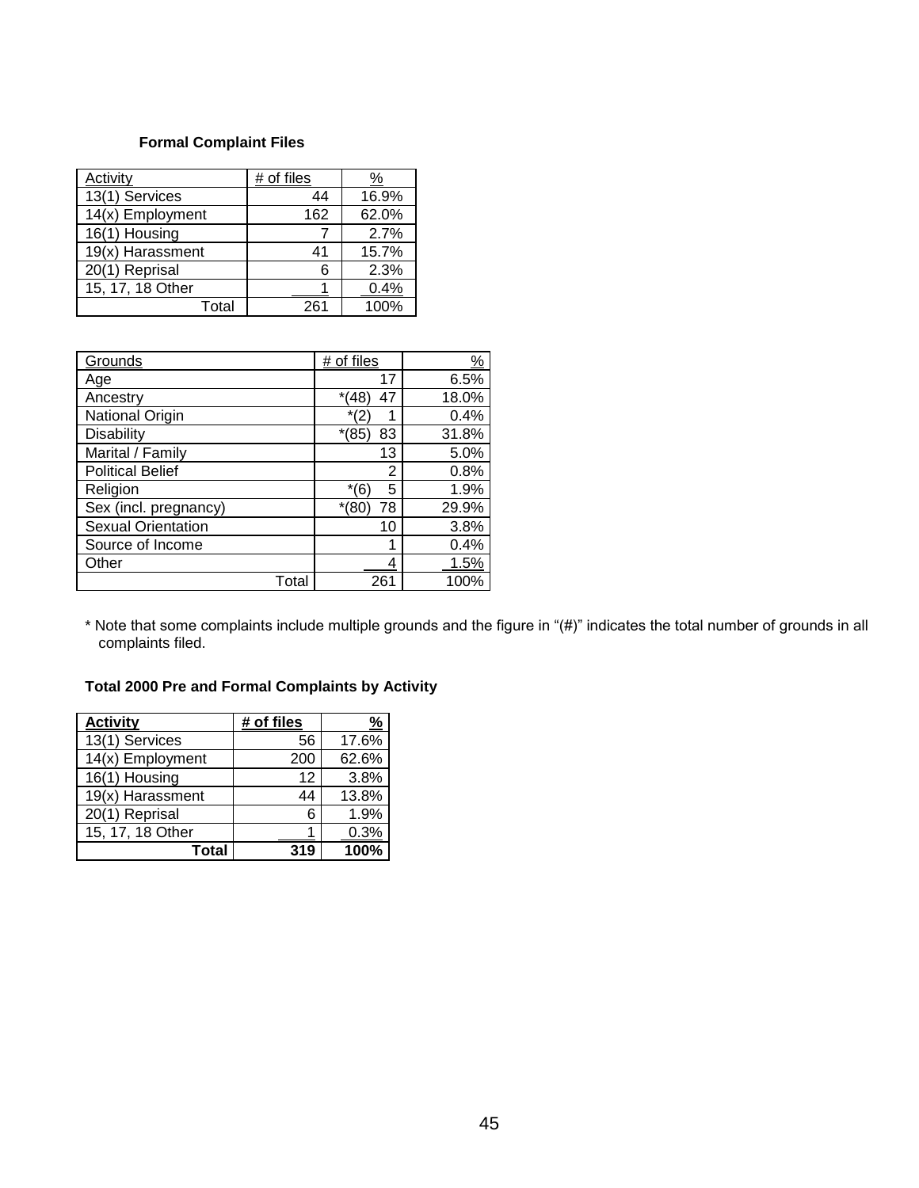**Formal Complaint Files**

| Activity | # of files | % |
| --- | --- | --- |
| 13(1) Services | 44 | 16.9% |
| 14(x) Employment | 162 | 62.0% |
| 16(1) Housing | 7 | 2.7% |
| 19(x) Harassment | 41 | 15.7% |
| 20(1) Reprisal | 6 | 2.3% |
| 15, 17, 18 Other | 1 | 0.4% |
| Total | 261 | 100% |

| Grounds | # of files | % |
| --- | --- | --- |
| Age | 17 | 6.5% |
| Ancestry | *(48) 47 | 18.0% |
| National Origin | *(2) 1 | 0.4% |
| Disability | *(85) 83 | 31.8% |
| Marital / Family | 13 | 5.0% |
| Political Belief | 2 | 0.8% |
| Religion | *(6) 5 | 1.9% |
| Sex (incl. pregnancy) | *(80) 78 | 29.9% |
| Sexual Orientation | 10 | 3.8% |
| Source of Income | 1 | 0.4% |
| Other | 4 | 1.5% |
| Total | 261 | 100% |

* Note that some complaints include multiple grounds and the figure in "(#)" indicates the total number of grounds in all complaints filed.

**Total 2000 Pre and Formal Complaints by Activity**

| **Activity** | **# of files** | **%** |
| --- | --- | --- |
| 13(1) Services | 56 | 17.6% |
| 14(x) Employment | 200 | 62.6% |
| 16(1) Housing | 12 | 3.8% |
| 19(x) Harassment | 44 | 13.8% |
| 20(1) Reprisal | 6 | 1.9% |
| 15, 17, 18 Other | 1 | 0.3% |
| **Total** | **319** | **100%** |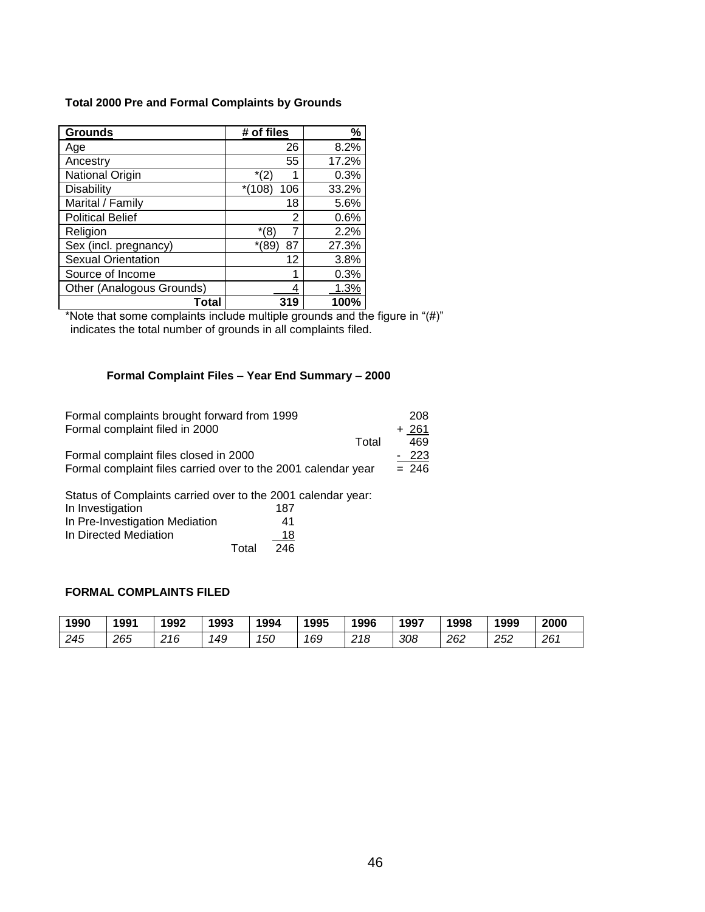**Total 2000 Pre and Formal Complaints by Grounds**

| Grounds | # of files | % |
|---|---|---|
| Age | 26 | 8.2% |
| Ancestry | 55 | 17.2% |
| National Origin | *(2) 1 | 0.3% |
| Disability | *(108) 106 | 33.2% |
| Marital / Family | 18 | 5.6% |
| Political Belief | 2 | 0.6% |
| Religion | *(8) 7 | 2.2% |
| Sex (incl. pregnancy) | *(89) 87 | 27.3% |
| Sexual Orientation | 12 | 3.8% |
| Source of Income | 1 | 0.3% |
| Other (Analogous Grounds) | 4 | 1.3% |
| **Total** | **319** | **100%** |

*Note that some complaints include multiple grounds and the figure in "(#)" indicates the total number of grounds in all complaints filed.

**Formal Complaint Files – Year End Summary – 2000**

| | | |
|---|---|---|
| Formal complaints brought forward from 1999 | | 208 |
| Formal complaint filed in 2000 | | + 261 |
| | Total | 469 |
| Formal complaint files closed in 2000 | | - 223 |
| Formal complaint files carried over to the 2001 calendar year | | = 246 |

Status of Complaints carried over to the 2001 calendar year:

| | |
|---|---|
| In Investigation | 187 |
| In Pre-Investigation Mediation | 41 |
| In Directed Mediation | 18 |
| Total | 246 |

**FORMAL COMPLAINTS FILED**

| 1990 | 1991 | 1992 | 1993 | 1994 | 1995 | 1996 | 1997 | 1998 | 1999 | 2000 |
|---|---|---|---|---|---|---|---|---|---|---|
| *245* | *265* | *216* | *149* | *150* | *169* | *218* | *308* | *262* | *252* | *261* |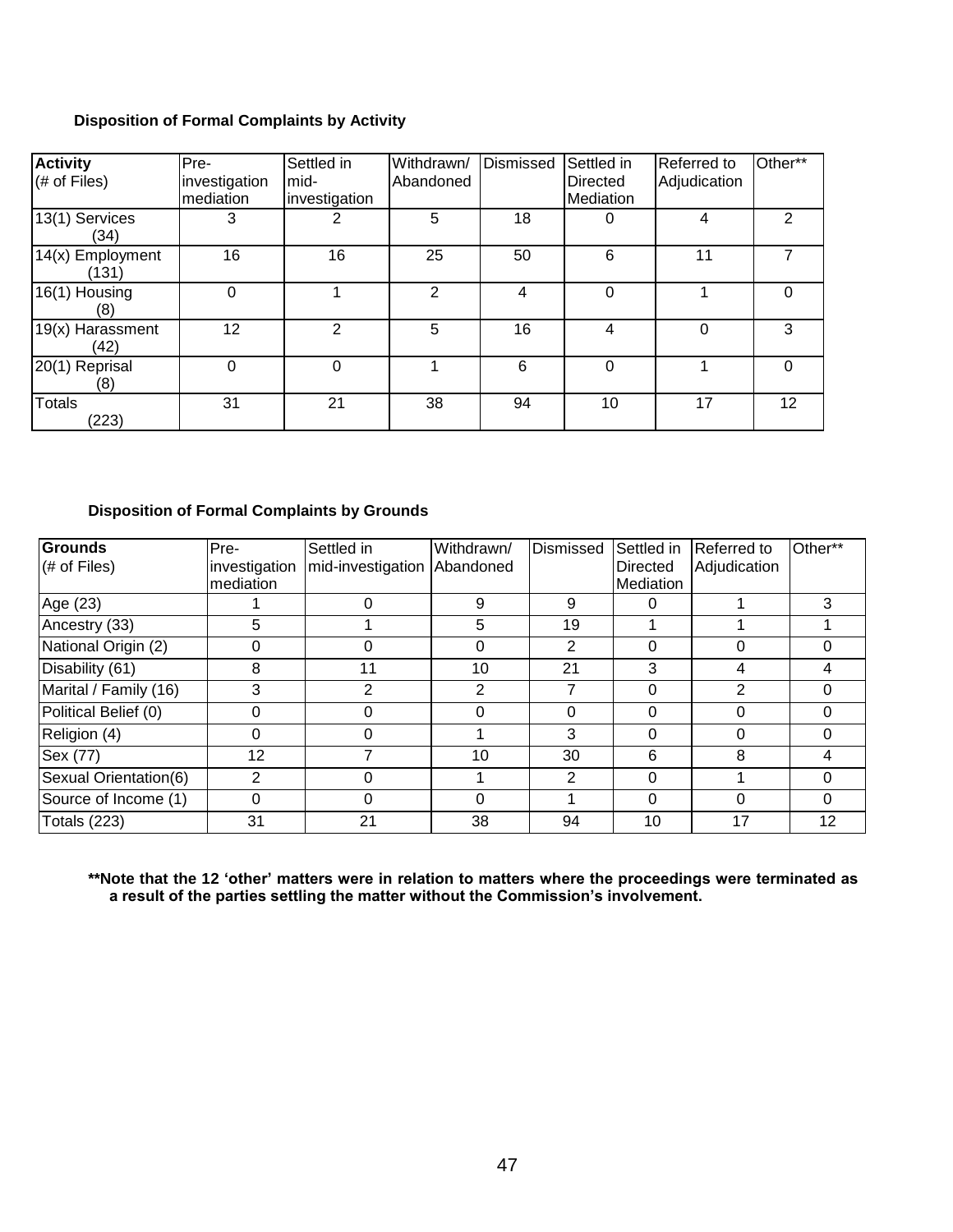**Disposition of Formal Complaints by Activity**

| Activity (# of Files) | Pre-investigation mediation | Settled in mid-investigation | Withdrawn/ Abandoned | Dismissed | Settled in Directed Mediation | Referred to Adjudication | Other** |
|---|---|---|---|---|---|---|---|
| 13(1) Services (34) | 3 | 2 | 5 | 18 | 0 | 4 | 2 |
| 14(x) Employment (131) | 16 | 16 | 25 | 50 | 6 | 11 | 7 |
| 16(1) Housing (8) | 0 | 1 | 2 | 4 | 0 | 1 | 0 |
| 19(x) Harassment (42) | 12 | 2 | 5 | 16 | 4 | 0 | 3 |
| 20(1) Reprisal (8) | 0 | 0 | 1 | 6 | 0 | 1 | 0 |
| Totals (223) | 31 | 21 | 38 | 94 | 10 | 17 | 12 |

**Disposition of Formal Complaints by Grounds**

| Grounds (# of Files) | Pre-investigation mediation | Settled in mid-investigation | Withdrawn/ Abandoned | Dismissed | Settled in Directed Mediation | Referred to Adjudication | Other** |
|---|---|---|---|---|---|---|---|
| Age (23) | 1 | 0 | 9 | 9 | 0 | 1 | 3 |
| Ancestry (33) | 5 | 1 | 5 | 19 | 1 | 1 | 1 |
| National Origin (2) | 0 | 0 | 0 | 2 | 0 | 0 | 0 |
| Disability (61) | 8 | 11 | 10 | 21 | 3 | 4 | 4 |
| Marital / Family (16) | 3 | 2 | 2 | 7 | 0 | 2 | 0 |
| Political Belief (0) | 0 | 0 | 0 | 0 | 0 | 0 | 0 |
| Religion (4) | 0 | 0 | 1 | 3 | 0 | 0 | 0 |
| Sex (77) | 12 | 7 | 10 | 30 | 6 | 8 | 4 |
| Sexual Orientation(6) | 2 | 0 | 1 | 2 | 0 | 1 | 0 |
| Source of Income (1) | 0 | 0 | 0 | 1 | 0 | 0 | 0 |
| Totals (223) | 31 | 21 | 38 | 94 | 10 | 17 | 12 |

****Note that the 12 'other' matters were in relation to matters where the proceedings were terminated as a result of the parties settling the matter without the Commission's involvement.**